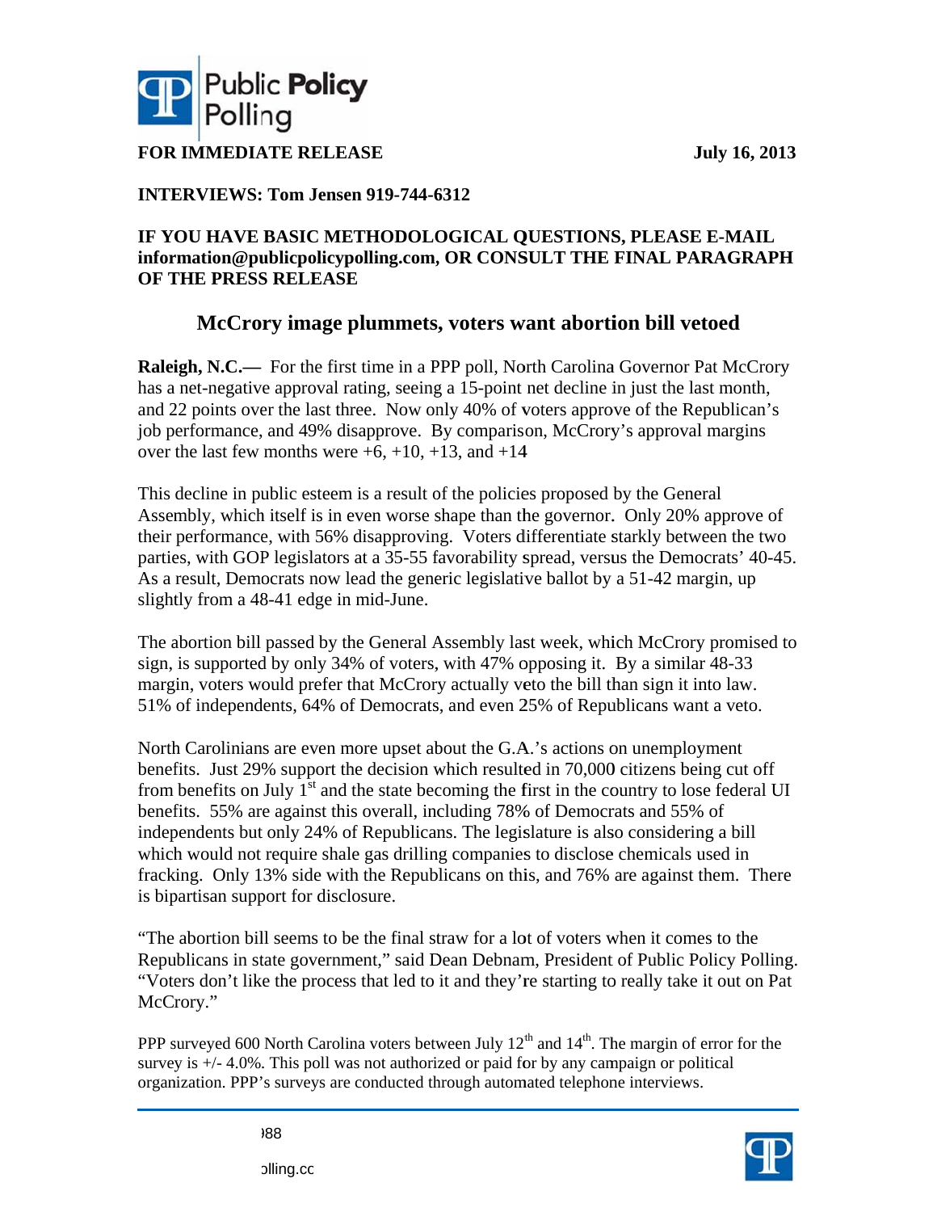**FOR IMMEDIATE RELEASE** **July 16, 2013**

**INTERVIEWS: Tom Jensen 919-744-6312**

**IF YOU HAVE BASIC METHODOLOGICAL QUESTIONS, PLEASE E-MAIL information@publicpolicypolling.com, OR CONSULT THE FINAL PARAGRAPH OF THE PRESS RELEASE**

## McCrory image plummets, voters want abortion bill vetoed

**Raleigh, N.C.—** For the first time in a PPP poll, North Carolina Governor Pat McCrory has a net-negative approval rating, seeing a 15-point net decline in just the last month, and 22 points over the last three. Now only 40% of voters approve of the Republican's job performance, and 49% disapprove. By comparison, McCrory's approval margins over the last few months were +6, +10, +13, and +14

This decline in public esteem is a result of the policies proposed by the General Assembly, which itself is in even worse shape than the governor. Only 20% approve of their performance, with 56% disapproving. Voters differentiate starkly between the two parties, with GOP legislators at a 35-55 favorability spread, versus the Democrats' 40-45. As a result, Democrats now lead the generic legislative ballot by a 51-42 margin, up slightly from a 48-41 edge in mid-June.

The abortion bill passed by the General Assembly last week, which McCrory promised to sign, is supported by only 34% of voters, with 47% opposing it. By a similar 48-33 margin, voters would prefer that McCrory actually veto the bill than sign it into law. 51% of independents, 64% of Democrats, and even 25% of Republicans want a veto.

North Carolinians are even more upset about the G.A.'s actions on unemployment benefits. Just 29% support the decision which resulted in 70,000 citizens being cut off from benefits on July 1st and the state becoming the first in the country to lose federal UI benefits. 55% are against this overall, including 78% of Democrats and 55% of independents but only 24% of Republicans. The legislature is also considering a bill which would not require shale gas drilling companies to disclose chemicals used in fracking. Only 13% side with the Republicans on this, and 76% are against them. There is bipartisan support for disclosure.

"The abortion bill seems to be the final straw for a lot of voters when it comes to the Republicans in state government," said Dean Debnam, President of Public Policy Polling. "Voters don't like the process that led to it and they're starting to really take it out on Pat McCrory."

PPP surveyed 600 North Carolina voters between July 12th and 14th. The margin of error for the survey is +/- 4.0%. This poll was not authorized or paid for by any campaign or political organization. PPP's surveys are conducted through automated telephone interviews.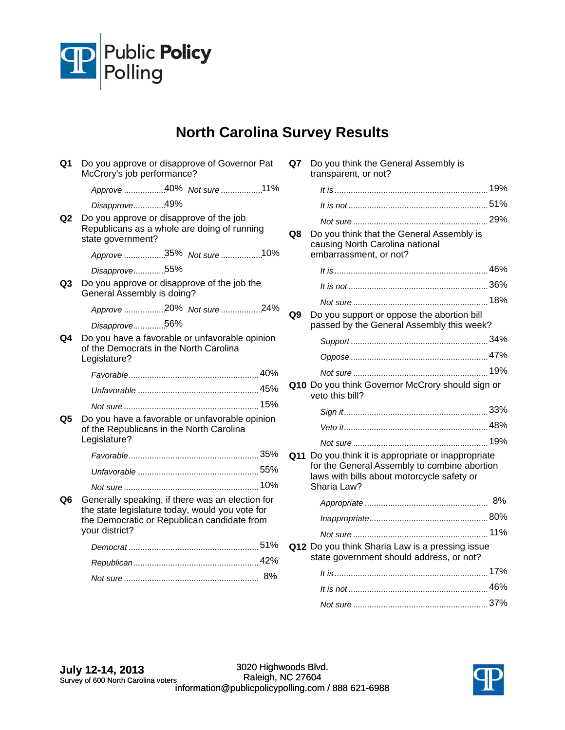Public Policy Polling

# North Carolina Survey Results

**Q1** Do you approve or disapprove of Governor Pat McCrory's job performance?

| | |
|---|---|
| Approve | 40% |
| Disapprove | 49% |
| Not sure | 11% |

**Q2** Do you approve or disapprove of the job Republicans as a whole are doing of running state government?

| | |
|---|---|
| Approve | 35% |
| Disapprove | 55% |
| Not sure | 10% |

**Q3** Do you approve or disapprove of the job the General Assembly is doing?

| | |
|---|---|
| Approve | 20% |
| Disapprove | 56% |
| Not sure | 24% |

**Q4** Do you have a favorable or unfavorable opinion of the Democrats in the North Carolina Legislature?

| | |
|---|---|
| Favorable | 40% |
| Unfavorable | 45% |
| Not sure | 15% |

**Q5** Do you have a favorable or unfavorable opinion of the Republicans in the North Carolina Legislature?

| | |
|---|---|
| Favorable | 35% |
| Unfavorable | 55% |
| Not sure | 10% |

**Q6** Generally speaking, if there was an election for the state legislature today, would you vote for the Democratic or Republican candidate from your district?

| | |
|---|---|
| Democrat | 51% |
| Republican | 42% |
| Not sure | 8% |

**Q7** Do you think the General Assembly is transparent, or not?

| | |
|---|---|
| It is | 19% |
| It is not | 51% |
| Not sure | 29% |

**Q8** Do you think that the General Assembly is causing North Carolina national embarrassment, or not?

| | |
|---|---|
| It is | 46% |
| It is not | 36% |
| Not sure | 18% |

**Q9** Do you support or oppose the abortion bill passed by the General Assembly this week?

| | |
|---|---|
| Support | 34% |
| Oppose | 47% |
| Not sure | 19% |

**Q10** Do you think Governor McCrory should sign or veto this bill?

| | |
|---|---|
| Sign it | 33% |
| Veto it | 48% |
| Not sure | 19% |

**Q11** Do you think it is appropriate or inappropriate for the General Assembly to combine abortion laws with bills about motorcycle safety or Sharia Law?

| | |
|---|---|
| Appropriate | 8% |
| Inappropriate | 80% |
| Not sure | 11% |

**Q12** Do you think Sharia Law is a pressing issue state government should address, or not?

| | |
|---|---|
| It is | 17% |
| It is not | 46% |
| Not sure | 37% |

**July 12-14, 2013**
Survey of 600 North Carolina voters

3020 Highwoods Blvd.
Raleigh, NC 27604
information@publicpolicypolling.com / 888 621-6988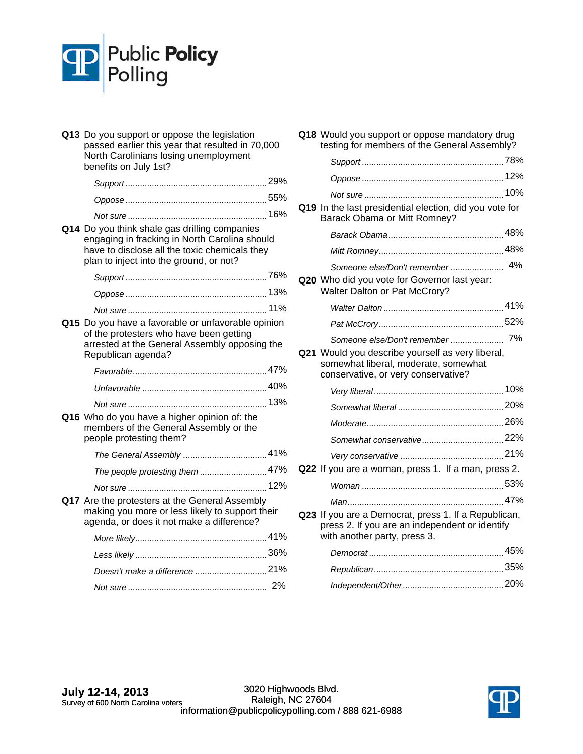**Q13** Do you support or oppose the legislation passed earlier this year that resulted in 70,000 North Carolinians losing unemployment benefits on July 1st?

| | |
|---|---|
| *Support* | 29% |
| *Oppose* | 55% |
| *Not sure* | 16% |

**Q14** Do you think shale gas drilling companies engaging in fracking in North Carolina should have to disclose all the toxic chemicals they plan to inject into the ground, or not?

| | |
|---|---|
| *Support* | 76% |
| *Oppose* | 13% |
| *Not sure* | 11% |

**Q15** Do you have a favorable or unfavorable opinion of the protesters who have been getting arrested at the General Assembly opposing the Republican agenda?

| | |
|---|---|
| *Favorable* | 47% |
| *Unfavorable* | 40% |
| *Not sure* | 13% |

**Q16** Who do you have a higher opinion of: the members of the General Assembly or the people protesting them?

| | |
|---|---|
| *The General Assembly* | 41% |
| *The people protesting them* | 47% |
| *Not sure* | 12% |

**Q17** Are the protesters at the General Assembly making you more or less likely to support their agenda, or does it not make a difference?

| | |
|---|---|
| *More likely* | 41% |
| *Less likely* | 36% |
| *Doesn't make a difference* | 21% |
| *Not sure* | 2% |

**Q18** Would you support or oppose mandatory drug testing for members of the General Assembly?

| | |
|---|---|
| *Support* | 78% |
| *Oppose* | 12% |
| *Not sure* | 10% |

**Q19** In the last presidential election, did you vote for Barack Obama or Mitt Romney?

| | |
|---|---|
| *Barack Obama* | 48% |
| *Mitt Romney* | 48% |
| *Someone else/Don't remember* | 4% |

**Q20** Who did you vote for Governor last year: Walter Dalton or Pat McCrory?

| | |
|---|---|
| *Walter Dalton* | 41% |
| *Pat McCrory* | 52% |
| *Someone else/Don't remember* | 7% |

**Q21** Would you describe yourself as very liberal, somewhat liberal, moderate, somewhat conservative, or very conservative?

| | |
|---|---|
| *Very liberal* | 10% |
| *Somewhat liberal* | 20% |
| *Moderate* | 26% |
| *Somewhat conservative* | 22% |
| *Very conservative* | 21% |

**Q22** If you are a woman, press 1. If a man, press 2.

| | |
|---|---|
| *Woman* | 53% |
| *Man* | 47% |

**Q23** If you are a Democrat, press 1. If a Republican, press 2. If you are an independent or identify with another party, press 3.

| | |
|---|---|
| *Democrat* | 45% |
| *Republican* | 35% |
| *Independent/Other* | 20% |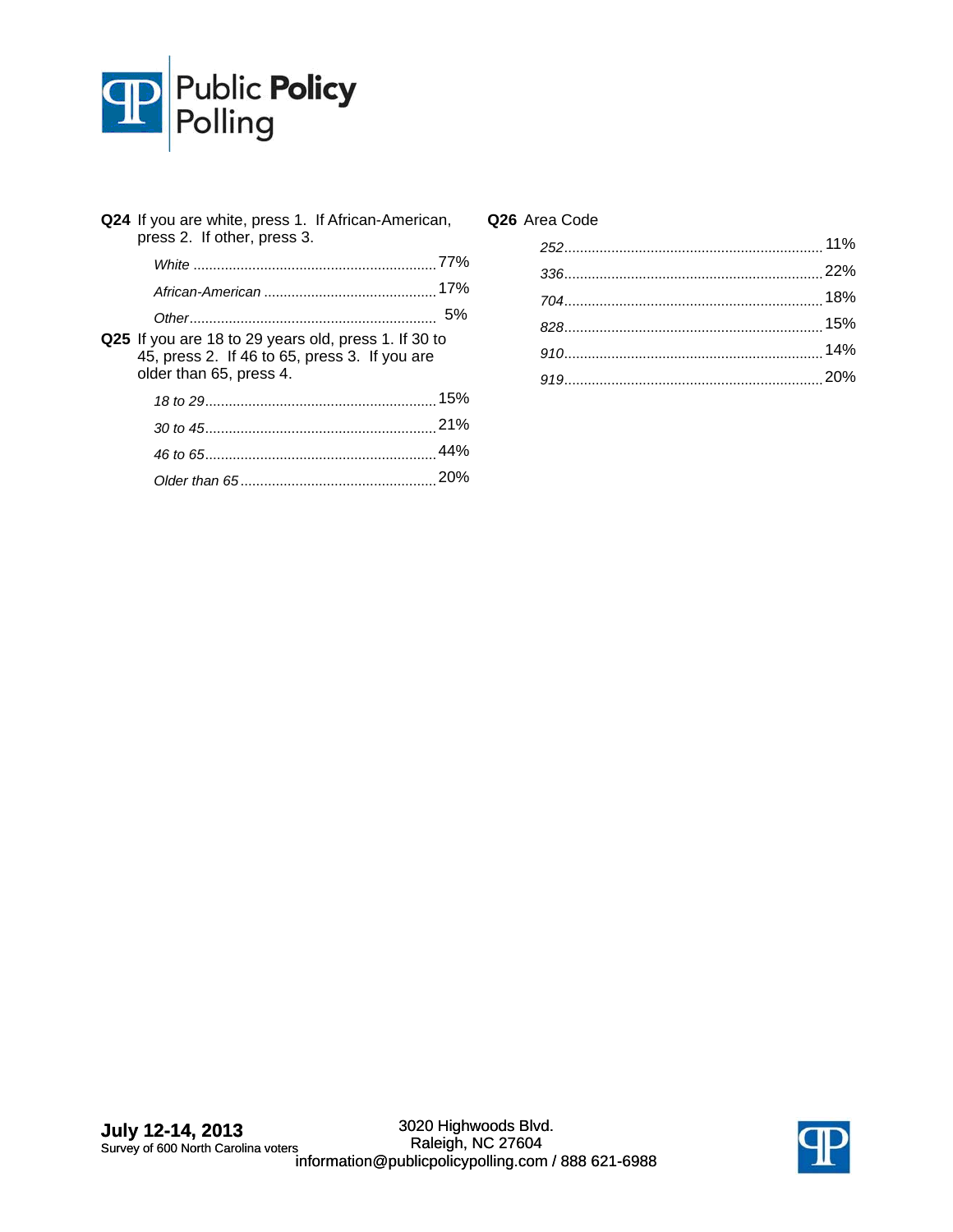**Q24** If you are white, press 1. If African-American, press 2. If other, press 3.

| | |
|---|---|
| *White* | 77% |
| *African-American* | 17% |
| *Other* | 5% |

**Q25** If you are 18 to 29 years old, press 1. If 30 to 45, press 2. If 46 to 65, press 3. If you are older than 65, press 4.

| | |
|---|---|
| *18 to 29* | 15% |
| *30 to 45* | 21% |
| *46 to 65* | 44% |
| *Older than 65* | 20% |

**Q26** Area Code

| | |
|---|---|
| *252* | 11% |
| *336* | 22% |
| *704* | 18% |
| *828* | 15% |
| *910* | 14% |
| *919* | 20% |

**July 12-14, 2013**
Survey of 600 North Carolina voters

3020 Highwoods Blvd.
Raleigh, NC 27604
information@publicpolicypolling.com / 888 621-6988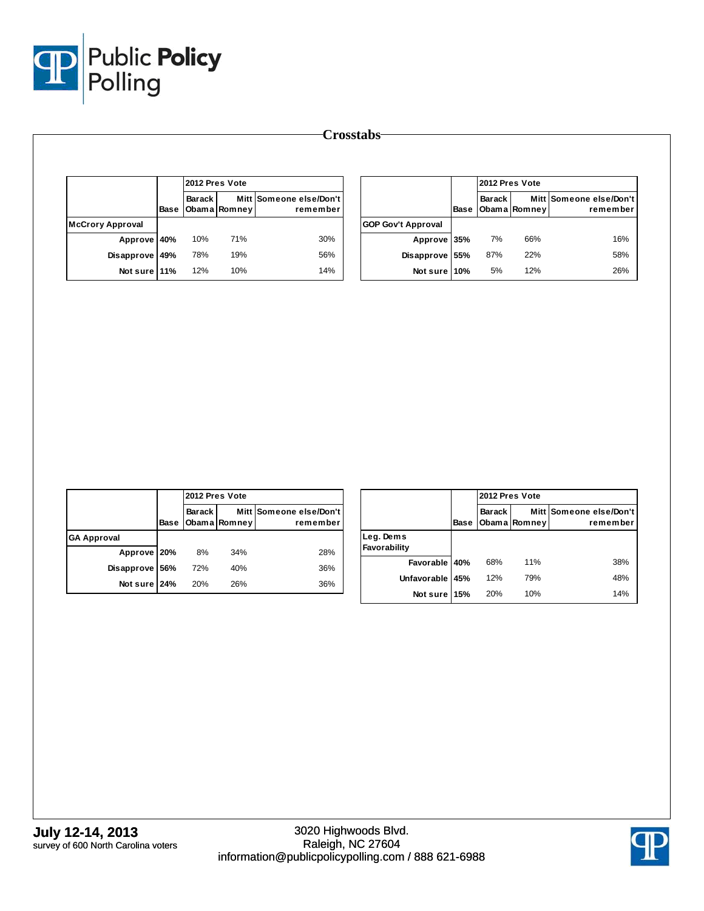# Crosstabs

| | Base | 2012 Pres Vote | | |
|---|---|---|---|---|
| | | Barack Obama | Mitt Romney | Someone else/Don't remember |
| **McCrory Approval** | | | | |
| Approve | 40% | 10% | 71% | 30% |
| Disapprove | 49% | 78% | 19% | 56% |
| Not sure | 11% | 12% | 10% | 14% |

| | Base | 2012 Pres Vote | | |
|---|---|---|---|---|
| | | Barack Obama | Mitt Romney | Someone else/Don't remember |
| **GOP Gov't Approval** | | | | |
| Approve | 35% | 7% | 66% | 16% |
| Disapprove | 55% | 87% | 22% | 58% |
| Not sure | 10% | 5% | 12% | 26% |

| | Base | 2012 Pres Vote | | |
|---|---|---|---|---|
| | | Barack Obama | Mitt Romney | Someone else/Don't remember |
| **GA Approval** | | | | |
| Approve | 20% | 8% | 34% | 28% |
| Disapprove | 56% | 72% | 40% | 36% |
| Not sure | 24% | 20% | 26% | 36% |

| | Base | 2012 Pres Vote | | |
|---|---|---|---|---|
| | | Barack Obama | Mitt Romney | Someone else/Don't remember |
| **Leg. Dems Favorability** | | | | |
| Favorable | 40% | 68% | 11% | 38% |
| Unfavorable | 45% | 12% | 79% | 48% |
| Not sure | 15% | 20% | 10% | 14% |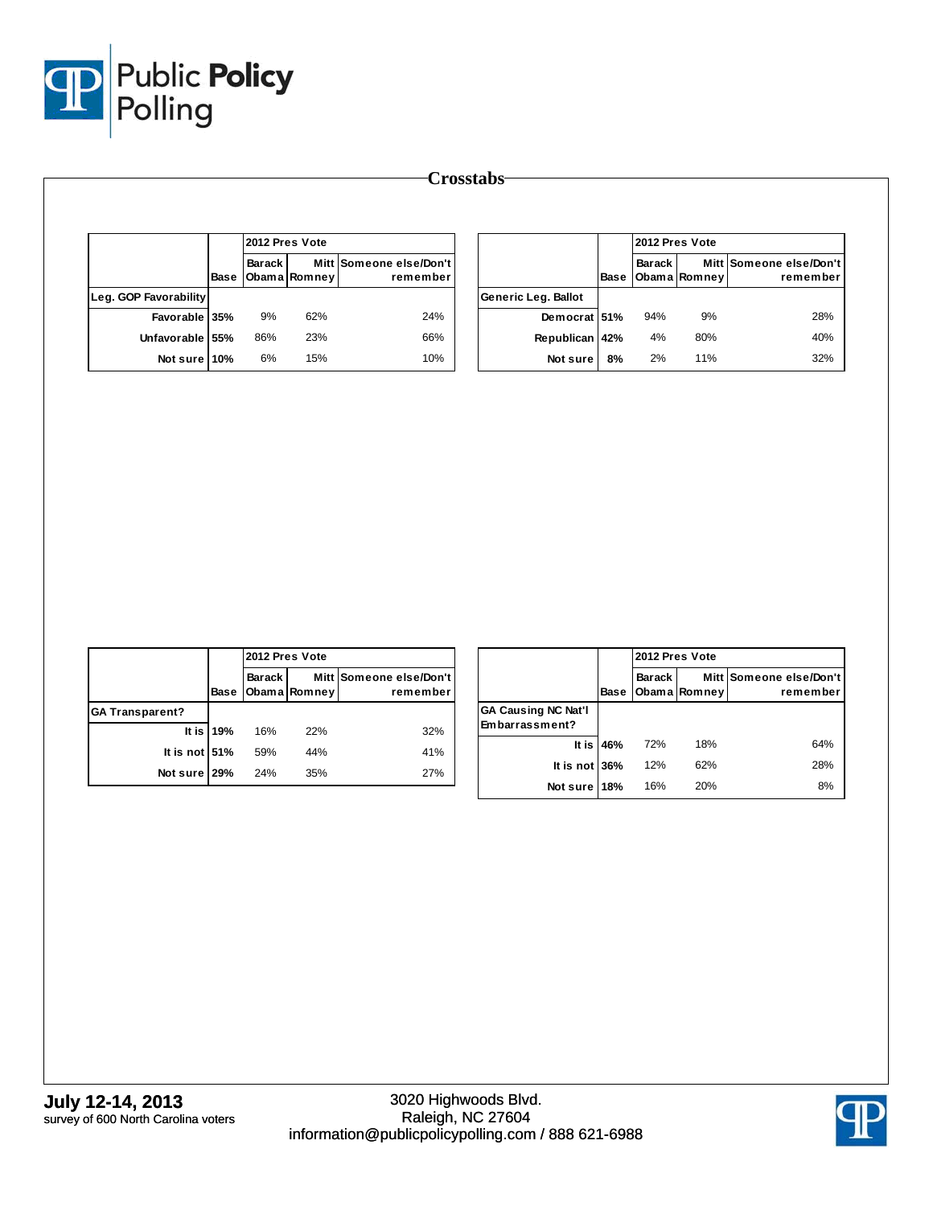# Crosstabs

| | Base | 2012 Pres Vote | | |
|---|---|---|---|---|
| | | Barack Obama | Mitt Romney | Someone else/Don't remember |
| **Leg. GOP Favorability** | | | | |
| Favorable | 35% | 9% | 62% | 24% |
| Unfavorable | 55% | 86% | 23% | 66% |
| Not sure | 10% | 6% | 15% | 10% |

| | Base | 2012 Pres Vote | | |
|---|---|---|---|---|
| | | Barack Obama | Mitt Romney | Someone else/Don't remember |
| **Generic Leg. Ballot** | | | | |
| Democrat | 51% | 94% | 9% | 28% |
| Republican | 42% | 4% | 80% | 40% |
| Not sure | 8% | 2% | 11% | 32% |

| | Base | 2012 Pres Vote | | |
|---|---|---|---|---|
| | | Barack Obama | Mitt Romney | Someone else/Don't remember |
| **GA Transparent?** | | | | |
| It is | 19% | 16% | 22% | 32% |
| It is not | 51% | 59% | 44% | 41% |
| Not sure | 29% | 24% | 35% | 27% |

| | Base | 2012 Pres Vote | | |
|---|---|---|---|---|
| | | Barack Obama | Mitt Romney | Someone else/Don't remember |
| **GA Causing NC Nat'l Embarrassment?** | | | | |
| It is | 46% | 72% | 18% | 64% |
| It is not | 36% | 12% | 62% | 28% |
| Not sure | 18% | 16% | 20% | 8% |

**July 12-14, 2013**
survey of 600 North Carolina voters

3020 Highwoods Blvd.
Raleigh, NC 27604
information@publicpolicypolling.com / 888 621-6988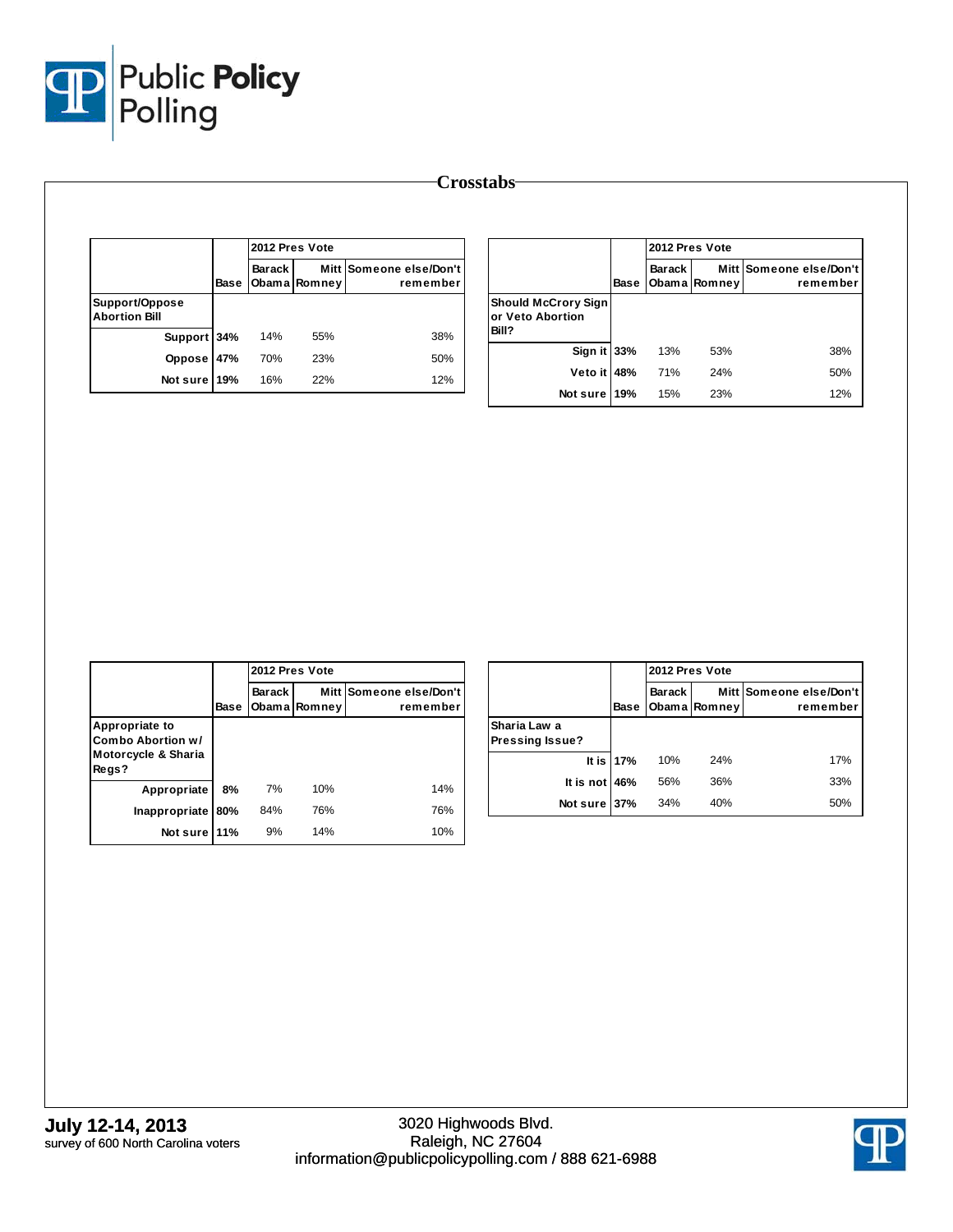# Crosstabs

| | Base | 2012 Pres Vote | | |
|---|---|---|---|---|
| | | Barack Obama | Mitt Romney | Someone else/Don't remember |
| **Support/Oppose Abortion Bill** | | | | |
| Support | 34% | 14% | 55% | 38% |
| Oppose | 47% | 70% | 23% | 50% |
| Not sure | 19% | 16% | 22% | 12% |

| | Base | 2012 Pres Vote | | |
|---|---|---|---|---|
| | | Barack Obama | Mitt Romney | Someone else/Don't remember |
| **Should McCrory Sign or Veto Abortion Bill?** | | | | |
| Sign it | 33% | 13% | 53% | 38% |
| Veto it | 48% | 71% | 24% | 50% |
| Not sure | 19% | 15% | 23% | 12% |

| | Base | 2012 Pres Vote | | |
|---|---|---|---|---|
| | | Barack Obama | Mitt Romney | Someone else/Don't remember |
| **Appropriate to Combo Abortion w/ Motorcycle & Sharia Regs?** | | | | |
| Appropriate | 8% | 7% | 10% | 14% |
| Inappropriate | 80% | 84% | 76% | 76% |
| Not sure | 11% | 9% | 14% | 10% |

| | Base | 2012 Pres Vote | | |
|---|---|---|---|---|
| | | Barack Obama | Mitt Romney | Someone else/Don't remember |
| **Sharia Law a Pressing Issue?** | | | | |
| It is | 17% | 10% | 24% | 17% |
| It is not | 46% | 56% | 36% | 33% |
| Not sure | 37% | 34% | 40% | 50% |

**July 12-14, 2013**
survey of 600 North Carolina voters

3020 Highwoods Blvd.
Raleigh, NC 27604
information@publicpolicypolling.com / 888 621-6988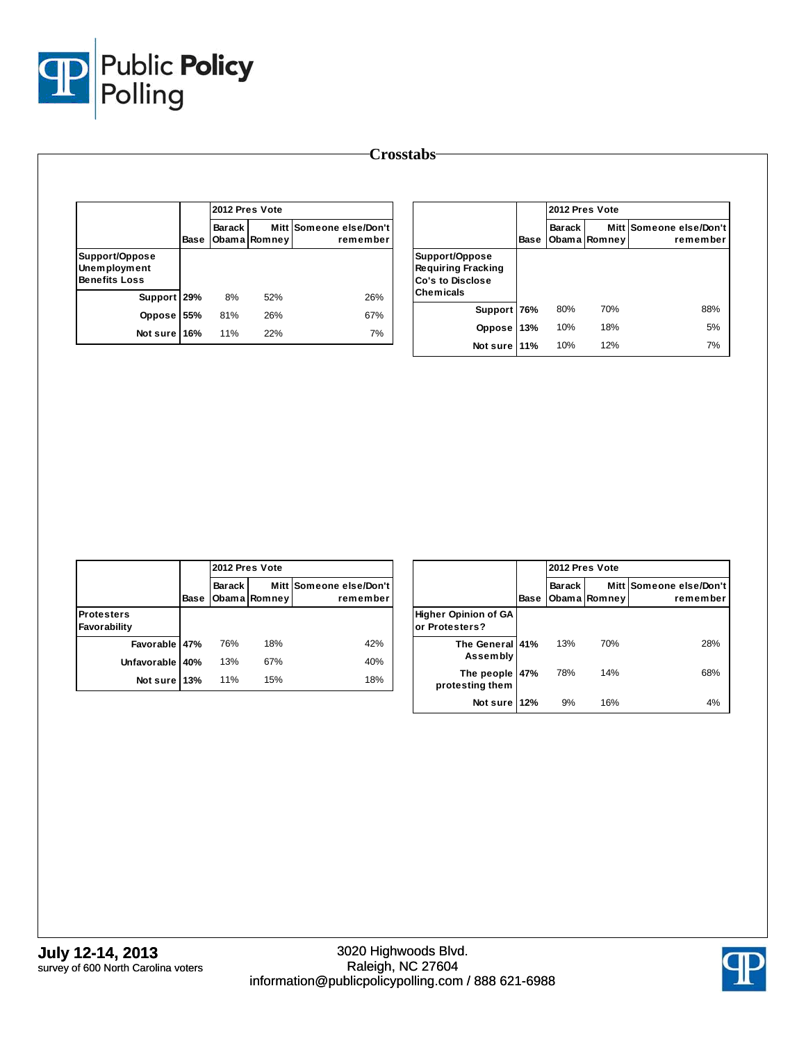# Crosstabs

| | Base | 2012 Pres Vote Barack Obama | Mitt Romney | Someone else/Don't remember |
|---|---|---|---|---|
| **Support/Oppose Unemployment Benefits Loss** | | | | |
| Support | 29% | 8% | 52% | 26% |
| Oppose | 55% | 81% | 26% | 67% |
| Not sure | 16% | 11% | 22% | 7% |

| | Base | 2012 Pres Vote Barack Obama | Mitt Romney | Someone else/Don't remember |
|---|---|---|---|---|
| **Support/Oppose Requiring Fracking Co's to Disclose Chemicals** | | | | |
| Support | 76% | 80% | 70% | 88% |
| Oppose | 13% | 10% | 18% | 5% |
| Not sure | 11% | 10% | 12% | 7% |

| | Base | 2012 Pres Vote Barack Obama | Mitt Romney | Someone else/Don't remember |
|---|---|---|---|---|
| **Protesters Favorability** | | | | |
| Favorable | 47% | 76% | 18% | 42% |
| Unfavorable | 40% | 13% | 67% | 40% |
| Not sure | 13% | 11% | 15% | 18% |

| | Base | 2012 Pres Vote Barack Obama | Mitt Romney | Someone else/Don't remember |
|---|---|---|---|---|
| **Higher Opinion of GA or Protesters?** | | | | |
| The General Assembly | 41% | 13% | 70% | 28% |
| The people protesting them | 47% | 78% | 14% | 68% |
| Not sure | 12% | 9% | 16% | 4% |

**July 12-14, 2013**
survey of 600 North Carolina voters

3020 Highwoods Blvd.
Raleigh, NC 27604
information@publicpolicypolling.com / 888 621-6988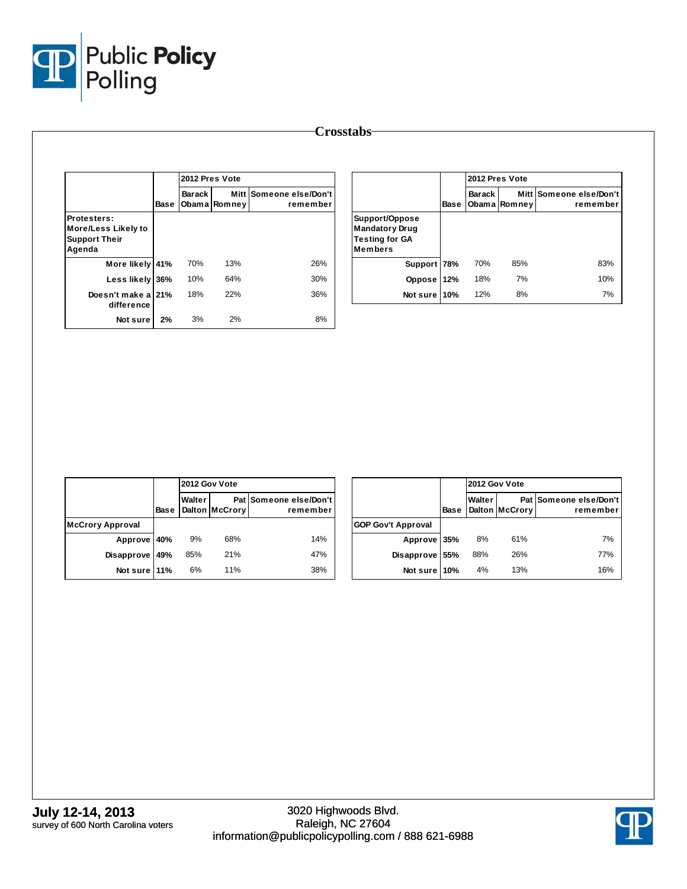# Crosstabs

| | Base | 2012 Pres Vote | | |
|---|---|---|---|---|
| | | Barack Obama | Mitt Romney | Someone else/Don't remember |
| **Protesters: More/Less Likely to Support Their Agenda** | | | | |
| More likely | 41% | 70% | 13% | 26% |
| Less likely | 36% | 10% | 64% | 30% |
| Doesn't make a difference | 21% | 18% | 22% | 36% |
| Not sure | 2% | 3% | 2% | 8% |

| | Base | 2012 Pres Vote | | |
|---|---|---|---|---|
| | | Barack Obama | Mitt Romney | Someone else/Don't remember |
| **Support/Oppose Mandatory Drug Testing for GA Members** | | | | |
| Support | 78% | 70% | 85% | 83% |
| Oppose | 12% | 18% | 7% | 10% |
| Not sure | 10% | 12% | 8% | 7% |

| | Base | 2012 Gov Vote | | |
|---|---|---|---|---|
| | | Walter Dalton | Pat McCrory | Someone else/Don't remember |
| **McCrory Approval** | | | | |
| Approve | 40% | 9% | 68% | 14% |
| Disapprove | 49% | 85% | 21% | 47% |
| Not sure | 11% | 6% | 11% | 38% |

| | Base | 2012 Gov Vote | | |
|---|---|---|---|---|
| | | Walter Dalton | Pat McCrory | Someone else/Don't remember |
| **GOP Gov't Approval** | | | | |
| Approve | 35% | 8% | 61% | 7% |
| Disapprove | 55% | 88% | 26% | 77% |
| Not sure | 10% | 4% | 13% | 16% |

**July 12-14, 2013**
survey of 600 North Carolina voters

3020 Highwoods Blvd.
Raleigh, NC 27604
information@publicpolicypolling.com / 888 621-6988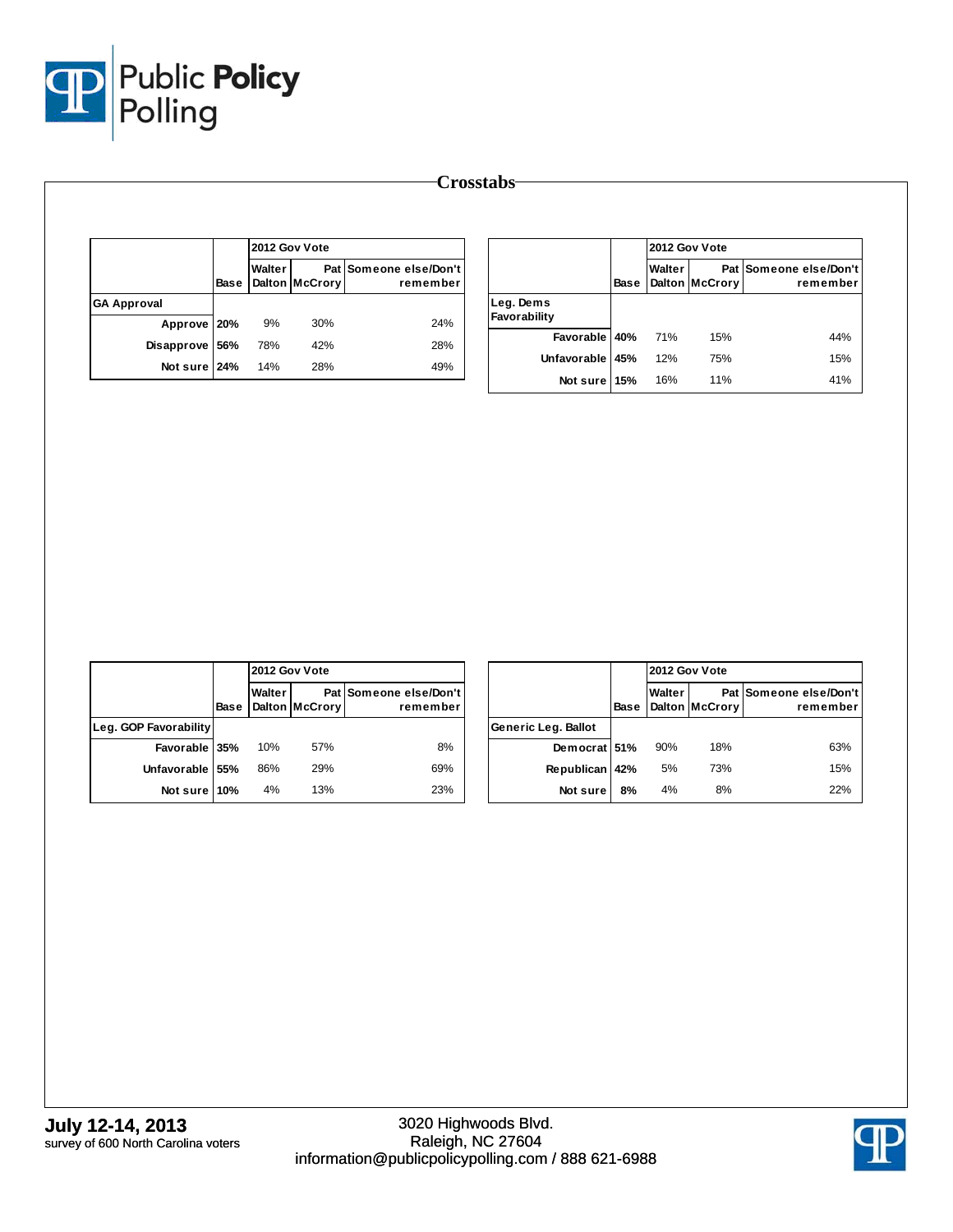# Crosstabs

| | Base | 2012 Gov Vote | | |
|---|---|---|---|---|
| | | Walter Dalton | Pat McCrory | Someone else/Don't remember |
| **GA Approval** | | | | |
| Approve | 20% | 9% | 30% | 24% |
| Disapprove | 56% | 78% | 42% | 28% |
| Not sure | 24% | 14% | 28% | 49% |

| | Base | 2012 Gov Vote | | |
|---|---|---|---|---|
| | | Walter Dalton | Pat McCrory | Someone else/Don't remember |
| **Leg. Dems Favorability** | | | | |
| Favorable | 40% | 71% | 15% | 44% |
| Unfavorable | 45% | 12% | 75% | 15% |
| Not sure | 15% | 16% | 11% | 41% |

| | Base | 2012 Gov Vote | | |
|---|---|---|---|---|
| | | Walter Dalton | Pat McCrory | Someone else/Don't remember |
| **Leg. GOP Favorability** | | | | |
| Favorable | 35% | 10% | 57% | 8% |
| Unfavorable | 55% | 86% | 29% | 69% |
| Not sure | 10% | 4% | 13% | 23% |

| | Base | 2012 Gov Vote | | |
|---|---|---|---|---|
| | | Walter Dalton | Pat McCrory | Someone else/Don't remember |
| **Generic Leg. Ballot** | | | | |
| Democrat | 51% | 90% | 18% | 63% |
| Republican | 42% | 5% | 73% | 15% |
| Not sure | 8% | 4% | 8% | 22% |

**July 12-14, 2013**
survey of 600 North Carolina voters

3020 Highwoods Blvd.
Raleigh, NC 27604
information@publicpolicypolling.com / 888 621-6988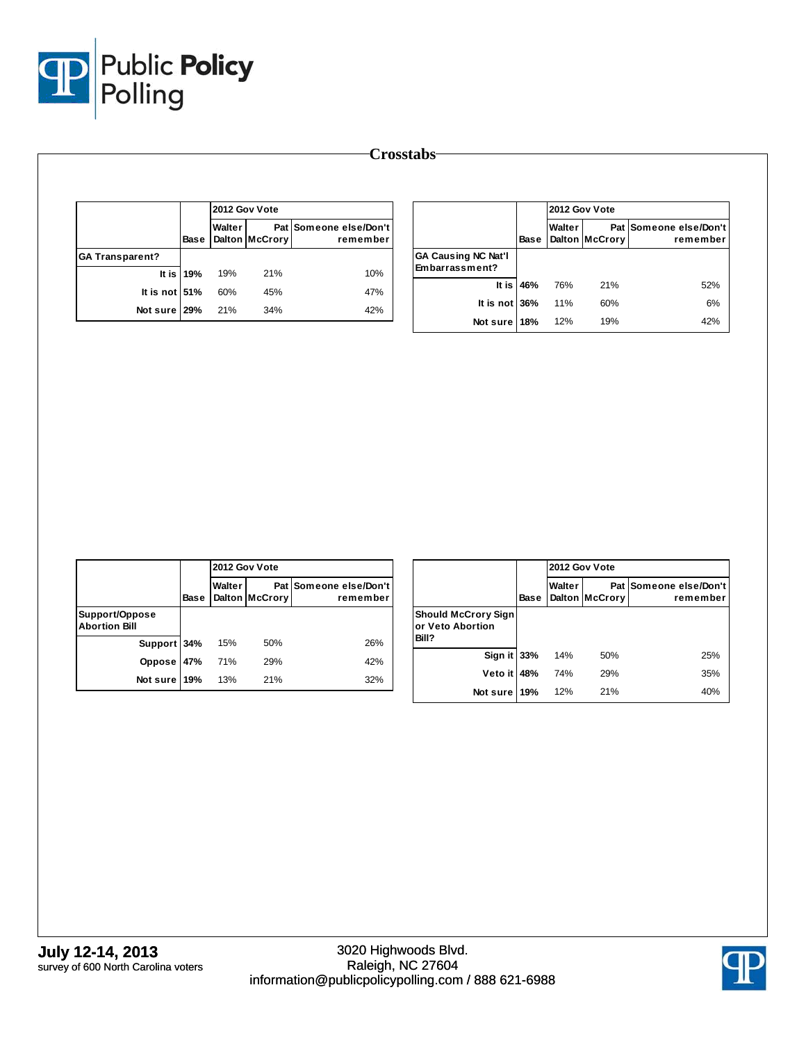# Crosstabs

| | Base | 2012 Gov Vote | | |
|---|---|---|---|---|
| | | Walter Dalton | Pat McCrory | Someone else/Don't remember |
| **GA Transparent?** | | | | |
| It is | 19% | 19% | 21% | 10% |
| It is not | 51% | 60% | 45% | 47% |
| Not sure | 29% | 21% | 34% | 42% |

| | Base | 2012 Gov Vote | | |
|---|---|---|---|---|
| | | Walter Dalton | Pat McCrory | Someone else/Don't remember |
| **GA Causing NC Nat'l Embarrassment?** | | | | |
| It is | 46% | 76% | 21% | 52% |
| It is not | 36% | 11% | 60% | 6% |
| Not sure | 18% | 12% | 19% | 42% |

| | Base | 2012 Gov Vote | | |
|---|---|---|---|---|
| | | Walter Dalton | Pat McCrory | Someone else/Don't remember |
| **Support/Oppose Abortion Bill** | | | | |
| Support | 34% | 15% | 50% | 26% |
| Oppose | 47% | 71% | 29% | 42% |
| Not sure | 19% | 13% | 21% | 32% |

| | Base | 2012 Gov Vote | | |
|---|---|---|---|---|
| | | Walter Dalton | Pat McCrory | Someone else/Don't remember |
| **Should McCrory Sign or Veto Abortion Bill?** | | | | |
| Sign it | 33% | 14% | 50% | 25% |
| Veto it | 48% | 74% | 29% | 35% |
| Not sure | 19% | 12% | 21% | 40% |

**July 12-14, 2013**
survey of 600 North Carolina voters

3020 Highwoods Blvd.
Raleigh, NC 27604
information@publicpolicypolling.com / 888 621-6988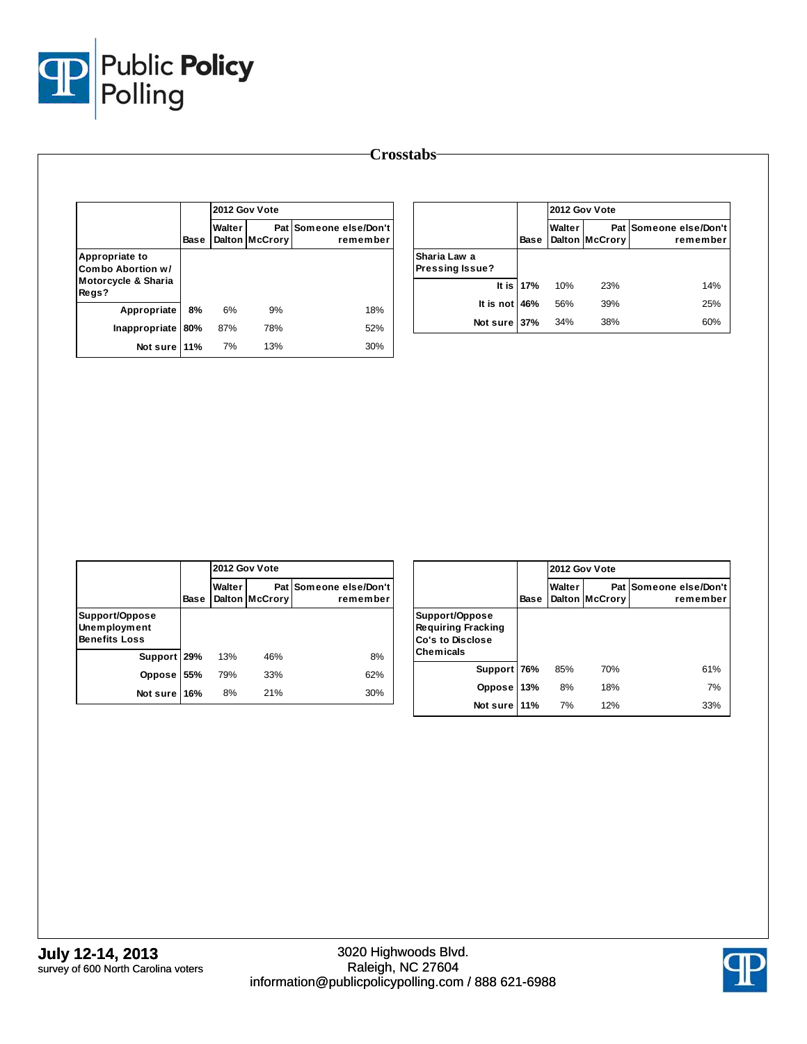# Crosstabs

| | | 2012 Gov Vote | | |
|---|---|---|---|---|
| | Base | Walter Dalton | Pat McCrory | Someone else/Don't remember |
| **Appropriate to Combo Abortion w/ Motorcycle & Sharia Regs?** | | | | |
| Appropriate | 8% | 6% | 9% | 18% |
| Inappropriate | 80% | 87% | 78% | 52% |
| Not sure | 11% | 7% | 13% | 30% |

| | | 2012 Gov Vote | | |
|---|---|---|---|---|
| | Base | Walter Dalton | Pat McCrory | Someone else/Don't remember |
| **Sharia Law a Pressing Issue?** | | | | |
| It is | 17% | 10% | 23% | 14% |
| It is not | 46% | 56% | 39% | 25% |
| Not sure | 37% | 34% | 38% | 60% |

| | | 2012 Gov Vote | | |
|---|---|---|---|---|
| | Base | Walter Dalton | Pat McCrory | Someone else/Don't remember |
| **Support/Oppose Unemployment Benefits Loss** | | | | |
| Support | 29% | 13% | 46% | 8% |
| Oppose | 55% | 79% | 33% | 62% |
| Not sure | 16% | 8% | 21% | 30% |

| | | 2012 Gov Vote | | |
|---|---|---|---|---|
| | Base | Walter Dalton | Pat McCrory | Someone else/Don't remember |
| **Support/Oppose Requiring Fracking Co's to Disclose Chemicals** | | | | |
| Support | 76% | 85% | 70% | 61% |
| Oppose | 13% | 8% | 18% | 7% |
| Not sure | 11% | 7% | 12% | 33% |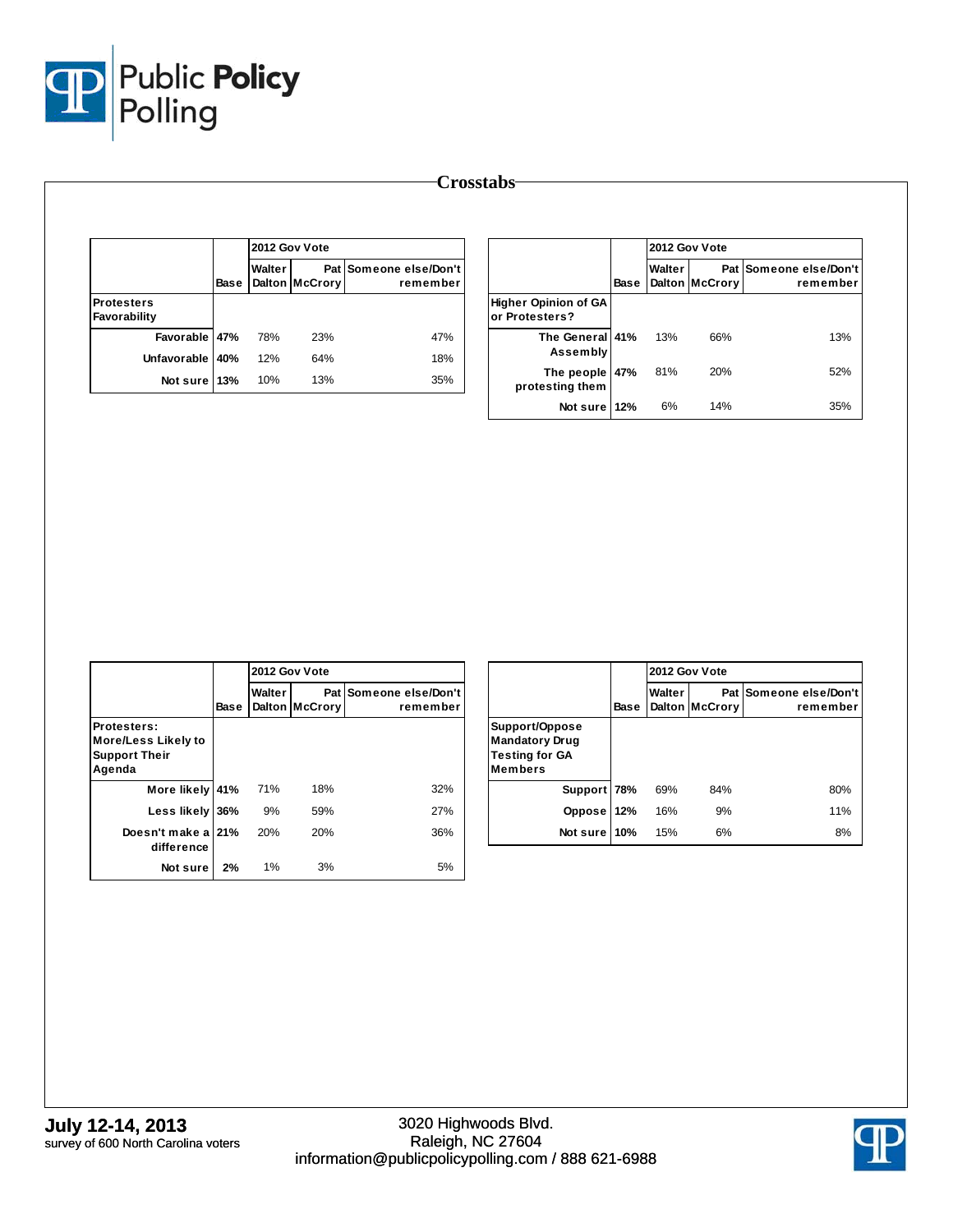# Crosstabs

| | Base | 2012 Gov Vote Walter Dalton | Pat McCrory | Someone else/Don't remember |
|---|---|---|---|---|
| **Protesters Favorability** | | | | |
| Favorable | 47% | 78% | 23% | 47% |
| Unfavorable | 40% | 12% | 64% | 18% |
| Not sure | 13% | 10% | 13% | 35% |

| | Base | 2012 Gov Vote Walter Dalton | Pat McCrory | Someone else/Don't remember |
|---|---|---|---|---|
| **Higher Opinion of GA or Protesters?** | | | | |
| The General Assembly | 41% | 13% | 66% | 13% |
| The people protesting them | 47% | 81% | 20% | 52% |
| Not sure | 12% | 6% | 14% | 35% |

| | Base | 2012 Gov Vote Walter Dalton | Pat McCrory | Someone else/Don't remember |
|---|---|---|---|---|
| **Protesters: More/Less Likely to Support Their Agenda** | | | | |
| More likely | 41% | 71% | 18% | 32% |
| Less likely | 36% | 9% | 59% | 27% |
| Doesn't make a difference | 21% | 20% | 20% | 36% |
| Not sure | 2% | 1% | 3% | 5% |

| | Base | 2012 Gov Vote Walter Dalton | Pat McCrory | Someone else/Don't remember |
|---|---|---|---|---|
| **Support/Oppose Mandatory Drug Testing for GA Members** | | | | |
| Support | 78% | 69% | 84% | 80% |
| Oppose | 12% | 16% | 9% | 11% |
| Not sure | 10% | 15% | 6% | 8% |

**July 12-14, 2013**
survey of 600 North Carolina voters

3020 Highwoods Blvd.
Raleigh, NC 27604
information@publicpolicypolling.com / 888 621-6988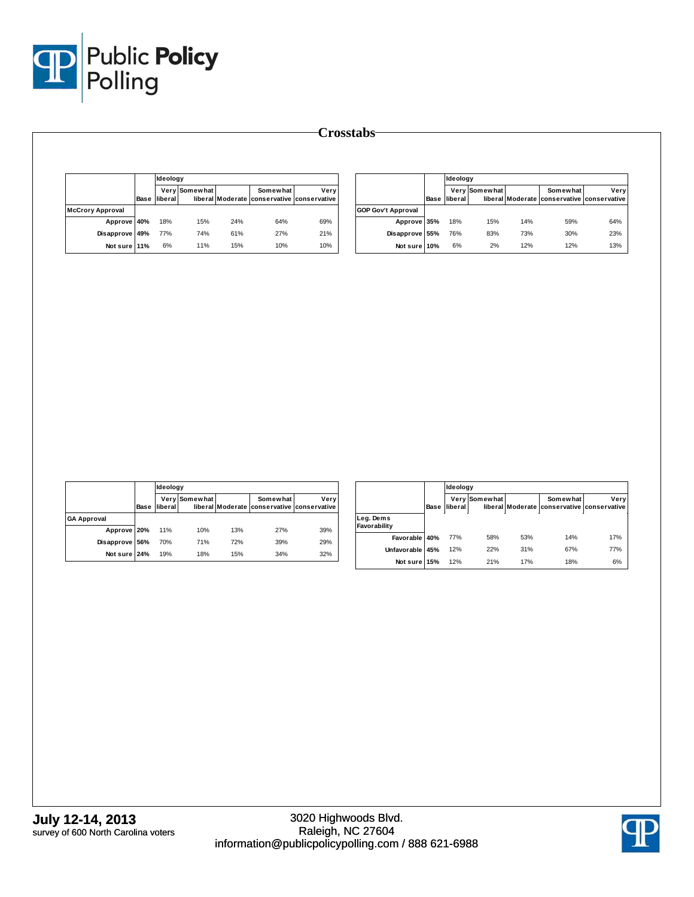# Crosstabs

| | Base | Ideology | | | | |
|---|---|---|---|---|---|---|
| | | Very liberal | Somewhat liberal | Moderate | Somewhat conservative | Very conservative |
| **McCrory Approval** | | | | | | |
| Approve | 40% | 18% | 15% | 24% | 64% | 69% |
| Disapprove | 49% | 77% | 74% | 61% | 27% | 21% |
| Not sure | 11% | 6% | 11% | 15% | 10% | 10% |

| | Base | Ideology | | | | |
|---|---|---|---|---|---|---|
| | | Very liberal | Somewhat liberal | Moderate | Somewhat conservative | Very conservative |
| **GOP Gov't Approval** | | | | | | |
| Approve | 35% | 18% | 15% | 14% | 59% | 64% |
| Disapprove | 55% | 76% | 83% | 73% | 30% | 23% |
| Not sure | 10% | 6% | 2% | 12% | 12% | 13% |

| | Base | Ideology | | | | |
|---|---|---|---|---|---|---|
| | | Very liberal | Somewhat liberal | Moderate | Somewhat conservative | Very conservative |
| **GA Approval** | | | | | | |
| Approve | 20% | 11% | 10% | 13% | 27% | 39% |
| Disapprove | 56% | 70% | 71% | 72% | 39% | 29% |
| Not sure | 24% | 19% | 18% | 15% | 34% | 32% |

| | Base | Ideology | | | | |
|---|---|---|---|---|---|---|
| | | Very liberal | Somewhat liberal | Moderate | Somewhat conservative | Very conservative |
| **Leg. Dems Favorability** | | | | | | |
| Favorable | 40% | 77% | 58% | 53% | 14% | 17% |
| Unfavorable | 45% | 12% | 22% | 31% | 67% | 77% |
| Not sure | 15% | 12% | 21% | 17% | 18% | 6% |

**July 12-14, 2013**
survey of 600 North Carolina voters

3020 Highwoods Blvd.
Raleigh, NC 27604
information@publicpolicypolling.com / 888 621-6988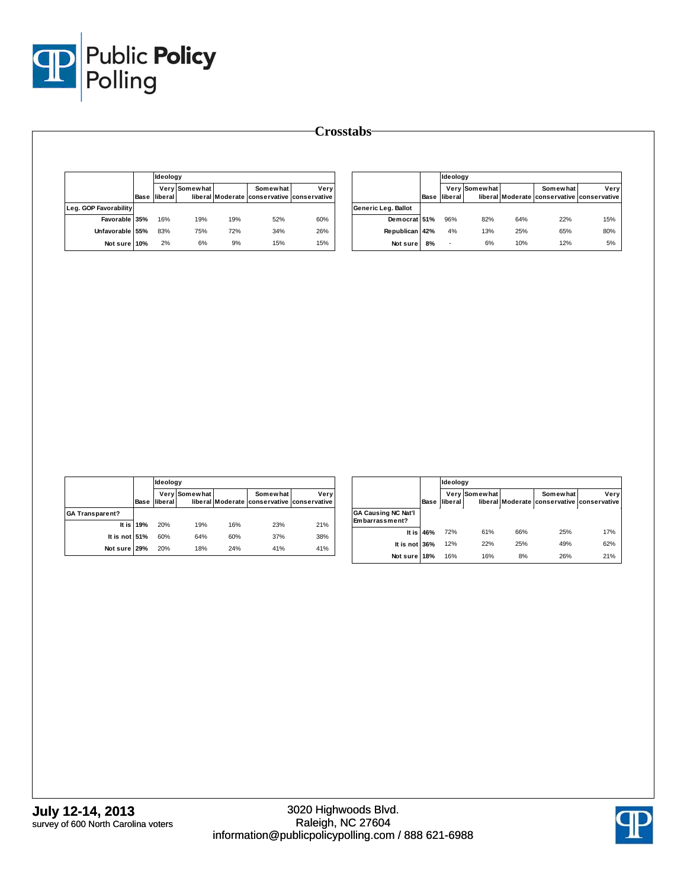## Crosstabs

| | Base | Ideology | | | | |
|---|---|---|---|---|---|---|
| | | Very liberal | Somewhat liberal | Moderate | Somewhat conservative | Very conservative |
| **Leg. GOP Favorability** | | | | | | |
| Favorable | 35% | 16% | 19% | 19% | 52% | 60% |
| Unfavorable | 55% | 83% | 75% | 72% | 34% | 26% |
| Not sure | 10% | 2% | 6% | 9% | 15% | 15% |

| | Base | Ideology | | | | |
|---|---|---|---|---|---|---|
| | | Very liberal | Somewhat liberal | Moderate | Somewhat conservative | Very conservative |
| **Generic Leg. Ballot** | | | | | | |
| Democrat | 51% | 96% | 82% | 64% | 22% | 15% |
| Republican | 42% | 4% | 13% | 25% | 65% | 80% |
| Not sure | 8% | - | 6% | 10% | 12% | 5% |

| | Base | Ideology | | | | |
|---|---|---|---|---|---|---|
| | | Very liberal | Somewhat liberal | Moderate | Somewhat conservative | Very conservative |
| **GA Transparent?** | | | | | | |
| It is | 19% | 20% | 19% | 16% | 23% | 21% |
| It is not | 51% | 60% | 64% | 60% | 37% | 38% |
| Not sure | 29% | 20% | 18% | 24% | 41% | 41% |

| | Base | Ideology | | | | |
|---|---|---|---|---|---|---|
| | | Very liberal | Somewhat liberal | Moderate | Somewhat conservative | Very conservative |
| **GA Causing NC Nat'l Embarrassment?** | | | | | | |
| It is | 46% | 72% | 61% | 66% | 25% | 17% |
| It is not | 36% | 12% | 22% | 25% | 49% | 62% |
| Not sure | 18% | 16% | 16% | 8% | 26% | 21% |

**July 12-14, 2013**
survey of 600 North Carolina voters

3020 Highwoods Blvd.
Raleigh, NC 27604
information@publicpolicypolling.com / 888 621-6988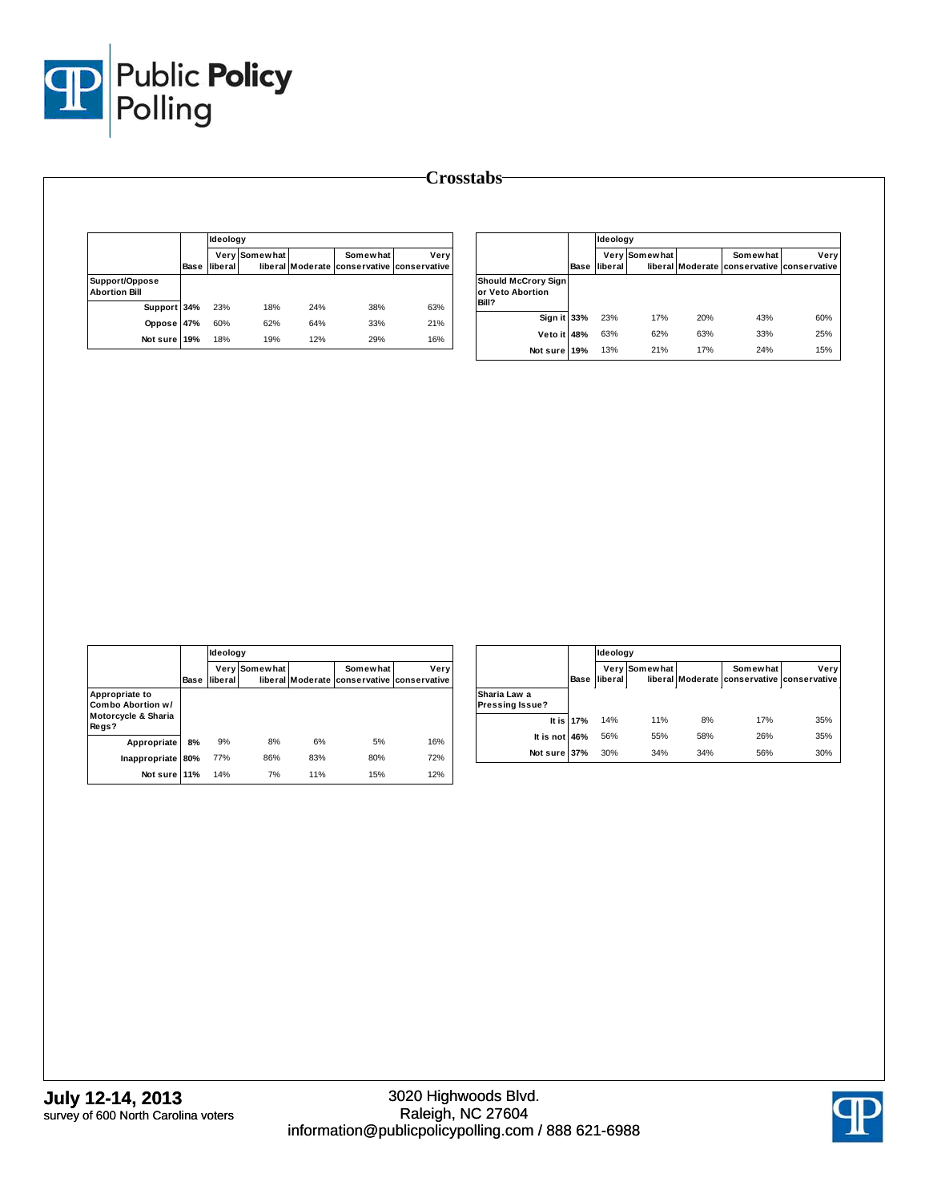# Crosstabs

| Support/Oppose Abortion Bill | Base | Ideology | | | | |
|---|---|---|---|---|---|---|
| | | Very liberal | Somewhat liberal | Moderate | Somewhat conservative | Very conservative |
| Support | 34% | 23% | 18% | 24% | 38% | 63% |
| Oppose | 47% | 60% | 62% | 64% | 33% | 21% |
| Not sure | 19% | 18% | 19% | 12% | 29% | 16% |

| Should McCrory Sign or Veto Abortion Bill? | Base | Ideology | | | | |
|---|---|---|---|---|---|---|
| | | Very liberal | Somewhat liberal | Moderate | Somewhat conservative | Very conservative |
| Sign it | 33% | 23% | 17% | 20% | 43% | 60% |
| Veto it | 48% | 63% | 62% | 63% | 33% | 25% |
| Not sure | 19% | 13% | 21% | 17% | 24% | 15% |

| Appropriate to Combo Abortion w/ Motorcycle & Sharia Regs? | Base | Ideology | | | | |
|---|---|---|---|---|---|---|
| | | Very liberal | Somewhat liberal | Moderate | Somewhat conservative | Very conservative |
| Appropriate | 8% | 9% | 8% | 6% | 5% | 16% |
| Inappropriate | 80% | 77% | 86% | 83% | 80% | 72% |
| Not sure | 11% | 14% | 7% | 11% | 15% | 12% |

| Sharia Law a Pressing Issue? | Base | Ideology | | | | |
|---|---|---|---|---|---|---|
| | | Very liberal | Somewhat liberal | Moderate | Somewhat conservative | Very conservative |
| It is | 17% | 14% | 11% | 8% | 17% | 35% |
| It is not | 46% | 56% | 55% | 58% | 26% | 35% |
| Not sure | 37% | 30% | 34% | 34% | 56% | 30% |

**July 12-14, 2013**
survey of 600 North Carolina voters

3020 Highwoods Blvd.
Raleigh, NC 27604
information@publicpolicypolling.com / 888 621-6988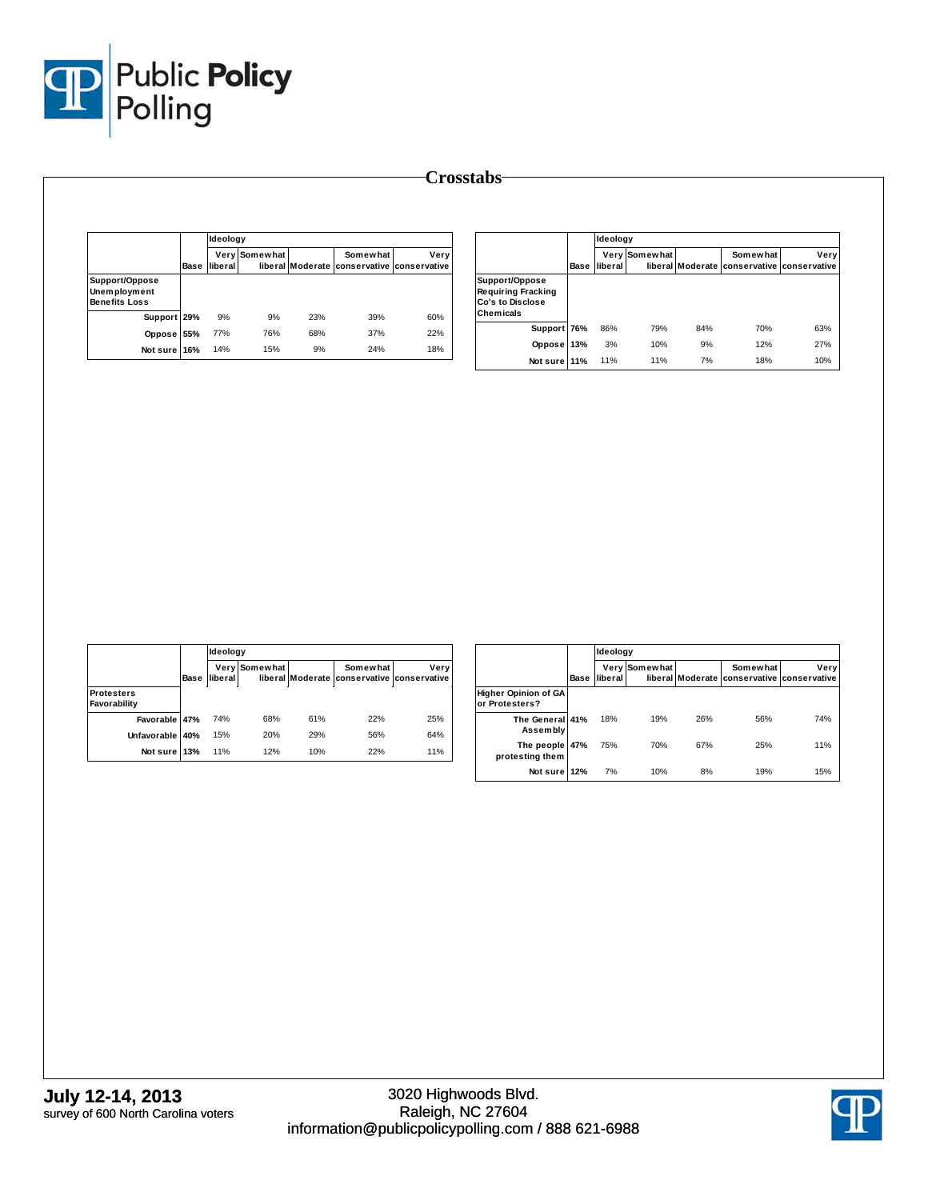# Crosstabs

| | Base | Ideology | | | | |
|---|---|---|---|---|---|---|
| | | Very liberal | Somewhat liberal | Moderate | Somewhat conservative | Very conservative |
| **Support/Oppose Unemployment Benefits Loss** | | | | | | |
| Support | 29% | 9% | 9% | 23% | 39% | 60% |
| Oppose | 55% | 77% | 76% | 68% | 37% | 22% |
| Not sure | 16% | 14% | 15% | 9% | 24% | 18% |

| | Base | Ideology | | | | |
|---|---|---|---|---|---|---|
| | | Very liberal | Somewhat liberal | Moderate | Somewhat conservative | Very conservative |
| **Support/Oppose Requiring Fracking Co's to Disclose Chemicals** | | | | | | |
| Support | 76% | 86% | 79% | 84% | 70% | 63% |
| Oppose | 13% | 3% | 10% | 9% | 12% | 27% |
| Not sure | 11% | 11% | 11% | 7% | 18% | 10% |

| | Base | Ideology | | | | |
|---|---|---|---|---|---|---|
| | | Very liberal | Somewhat liberal | Moderate | Somewhat conservative | Very conservative |
| **Protesters Favorability** | | | | | | |
| Favorable | 47% | 74% | 68% | 61% | 22% | 25% |
| Unfavorable | 40% | 15% | 20% | 29% | 56% | 64% |
| Not sure | 13% | 11% | 12% | 10% | 22% | 11% |

| | Base | Ideology | | | | |
|---|---|---|---|---|---|---|
| | | Very liberal | Somewhat liberal | Moderate | Somewhat conservative | Very conservative |
| **Higher Opinion of GA or Protesters?** | | | | | | |
| The General Assembly | 41% | 18% | 19% | 26% | 56% | 74% |
| The people protesting them | 47% | 75% | 70% | 67% | 25% | 11% |
| Not sure | 12% | 7% | 10% | 8% | 19% | 15% |

**July 12-14, 2013**
survey of 600 North Carolina voters

3020 Highwoods Blvd.
Raleigh, NC 27604
information@publicpolicypolling.com / 888 621-6988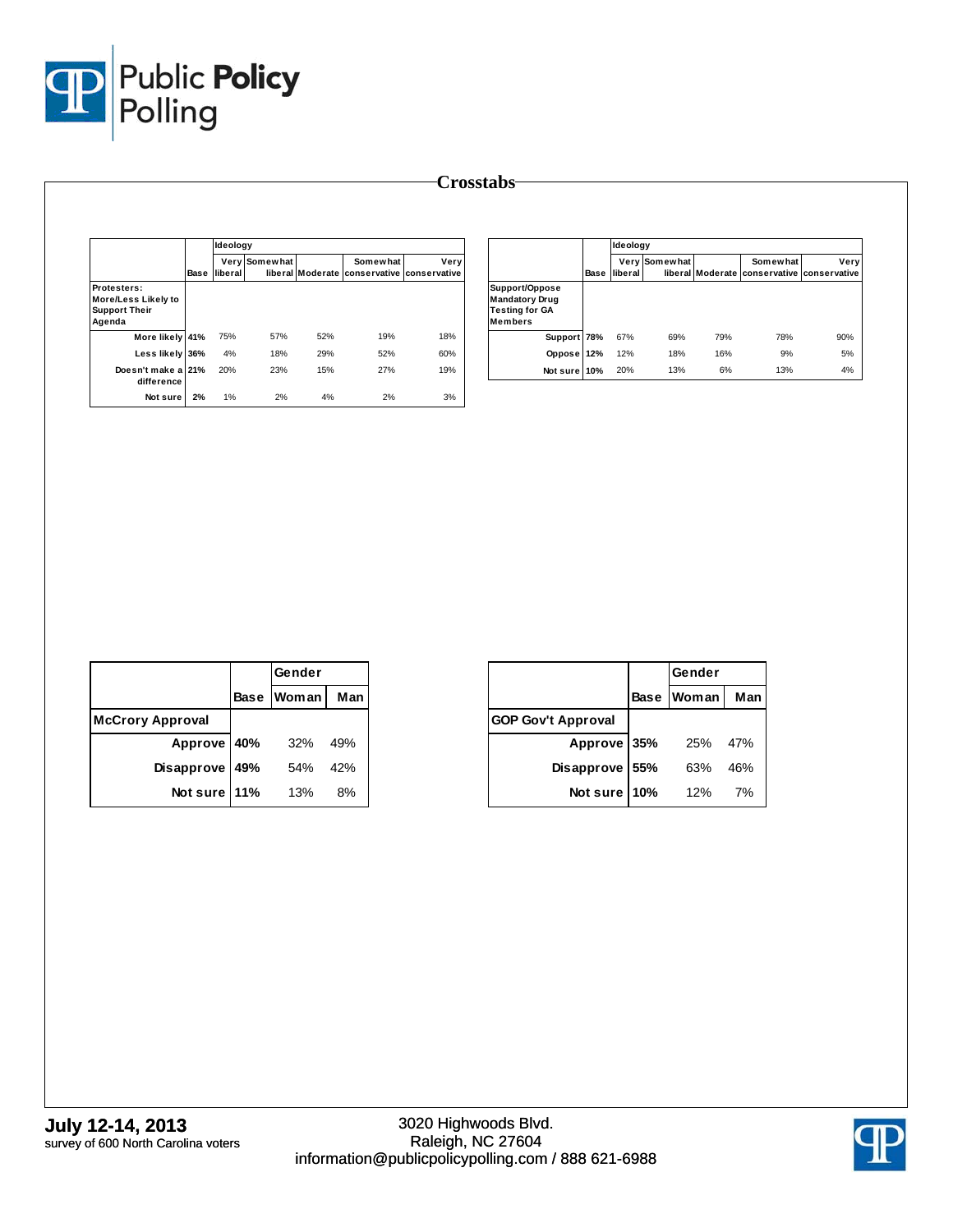# Crosstabs

| | Base | Ideology | | | | |
|---|---|---|---|---|---|---|
| | | Very liberal | Somewhat liberal | Moderate | Somewhat conservative | Very conservative |
| **Protesters: More/Less Likely to Support Their Agenda** | | | | | | |
| More likely | **41%** | 75% | 57% | 52% | 19% | 18% |
| Less likely | **36%** | 4% | 18% | 29% | 52% | 60% |
| Doesn't make a difference | **21%** | 20% | 23% | 15% | 27% | 19% |
| Not sure | **2%** | 1% | 2% | 4% | 2% | 3% |

| | Base | Ideology | | | | |
|---|---|---|---|---|---|---|
| | | Very liberal | Somewhat liberal | Moderate | Somewhat conservative | Very conservative |
| **Support/Oppose Mandatory Drug Testing for GA Members** | | | | | | |
| Support | **78%** | 67% | 69% | 79% | 78% | 90% |
| Oppose | **12%** | 12% | 18% | 16% | 9% | 5% |
| Not sure | **10%** | 20% | 13% | 6% | 13% | 4% |

| | Base | Gender | |
|---|---|---|---|
| | | Woman | Man |
| **McCrory Approval** | | | |
| Approve | **40%** | 32% | 49% |
| Disapprove | **49%** | 54% | 42% |
| Not sure | **11%** | 13% | 8% |

| | Base | Gender | |
|---|---|---|---|
| | | Woman | Man |
| **GOP Gov't Approval** | | | |
| Approve | **35%** | 25% | 47% |
| Disapprove | **55%** | 63% | 46% |
| Not sure | **10%** | 12% | 7% |

**July 12-14, 2013**
survey of 600 North Carolina voters

3020 Highwoods Blvd.
Raleigh, NC 27604
information@publicpolicypolling.com / 888 621-6988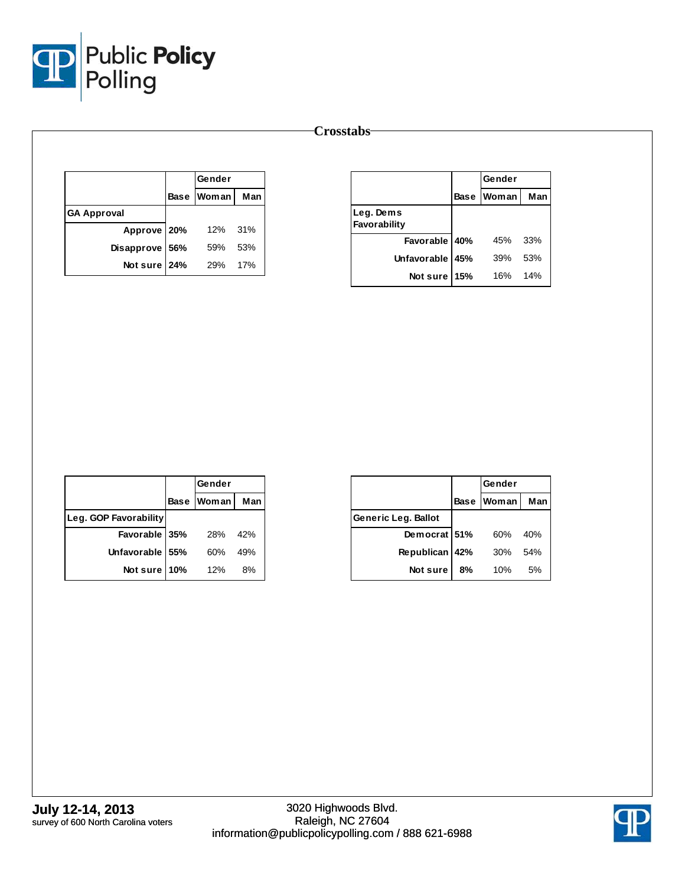# Crosstabs

| | Base | Gender | |
|---|---|---|---|
| | | Woman | Man |
| **GA Approval** | | | |
| Approve | **20%** | 12% | 31% |
| Disapprove | **56%** | 59% | 53% |
| Not sure | **24%** | 29% | 17% |

| | Base | Gender | |
|---|---|---|---|
| | | Woman | Man |
| **Leg. Dems Favorability** | | | |
| Favorable | **40%** | 45% | 33% |
| Unfavorable | **45%** | 39% | 53% |
| Not sure | **15%** | 16% | 14% |

| | Base | Gender | |
|---|---|---|---|
| | | Woman | Man |
| **Leg. GOP Favorability** | | | |
| Favorable | **35%** | 28% | 42% |
| Unfavorable | **55%** | 60% | 49% |
| Not sure | **10%** | 12% | 8% |

| | Base | Gender | |
|---|---|---|---|
| | | Woman | Man |
| **Generic Leg. Ballot** | | | |
| Democrat | **51%** | 60% | 40% |
| Republican | **42%** | 30% | 54% |
| Not sure | **8%** | 10% | 5% |

**July 12-14, 2013**
survey of 600 North Carolina voters

3020 Highwoods Blvd.
Raleigh, NC 27604
information@publicpolicypolling.com / 888 621-6988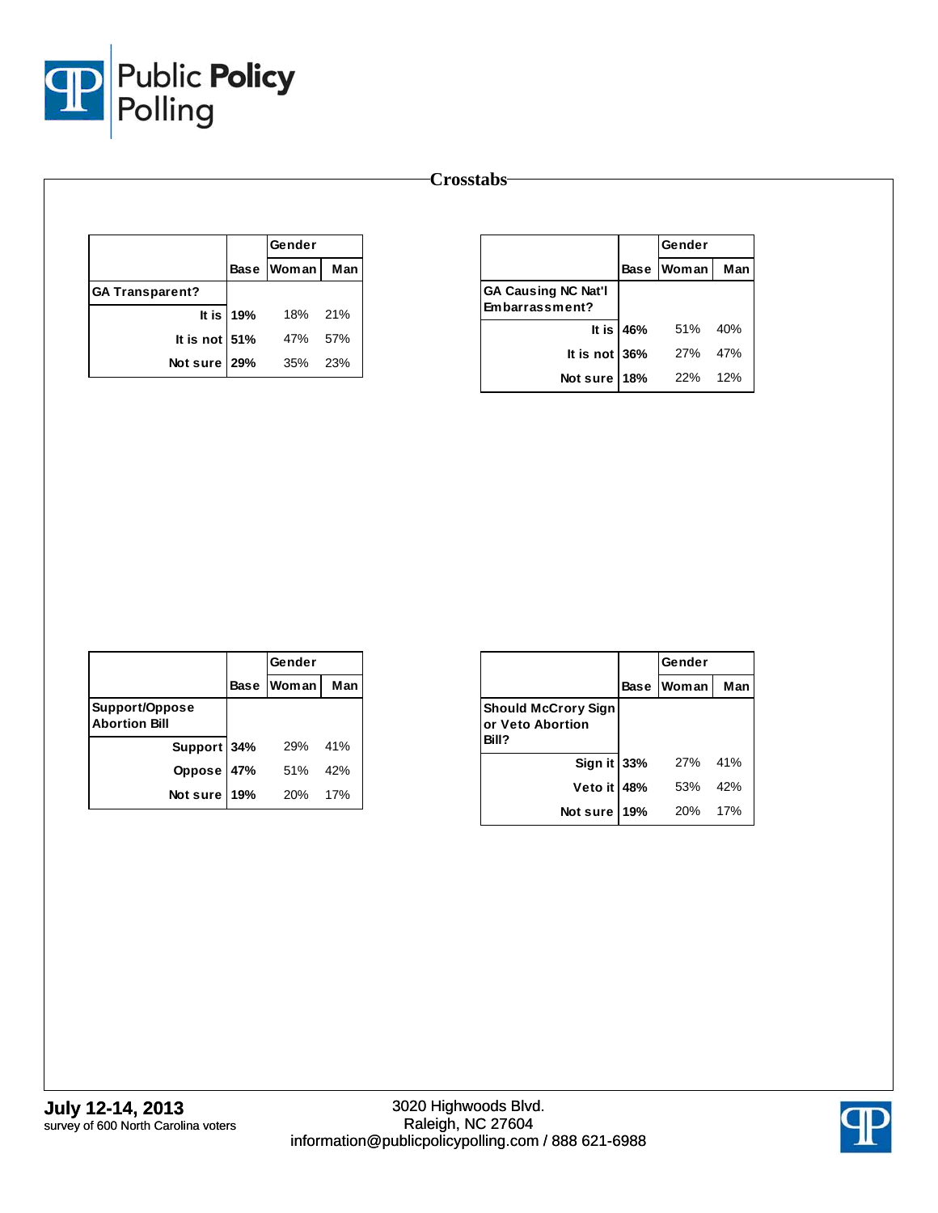## Crosstabs

| | Base | Gender | |
|---|---|---|---|
| | | Woman | Man |
| **GA Transparent?** | | | |
| It is | 19% | 18% | 21% |
| It is not | 51% | 47% | 57% |
| Not sure | 29% | 35% | 23% |

| | Base | Gender | |
|---|---|---|---|
| | | Woman | Man |
| **GA Causing NC Nat'l Embarrassment?** | | | |
| It is | 46% | 51% | 40% |
| It is not | 36% | 27% | 47% |
| Not sure | 18% | 22% | 12% |

| | Base | Gender | |
|---|---|---|---|
| | | Woman | Man |
| **Support/Oppose Abortion Bill** | | | |
| Support | 34% | 29% | 41% |
| Oppose | 47% | 51% | 42% |
| Not sure | 19% | 20% | 17% |

| | Base | Gender | |
|---|---|---|---|
| | | Woman | Man |
| **Should McCrory Sign or Veto Abortion Bill?** | | | |
| Sign it | 33% | 27% | 41% |
| Veto it | 48% | 53% | 42% |
| Not sure | 19% | 20% | 17% |

**July 12-14, 2013**
survey of 600 North Carolina voters

3020 Highwoods Blvd.
Raleigh, NC 27604
information@publicpolicypolling.com / 888 621-6988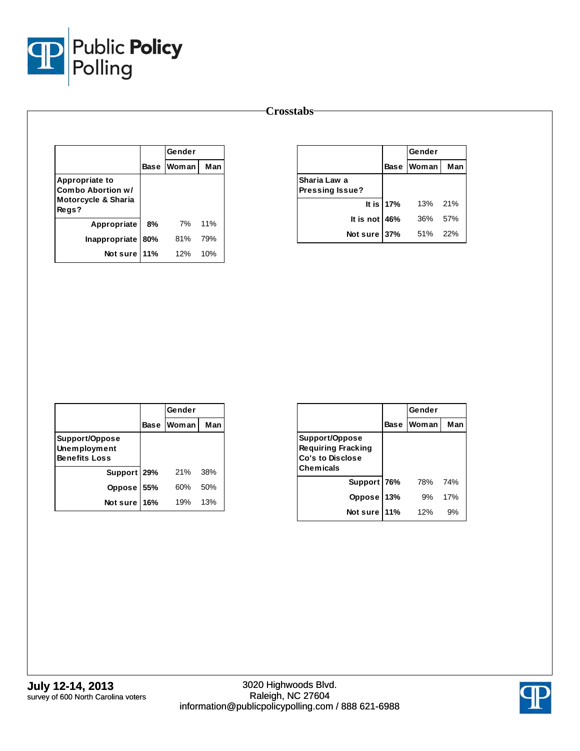# Crosstabs

| | Base | Gender | |
|---|---|---|---|
| | | Woman | Man |
| **Appropriate to Combo Abortion w/ Motorcycle & Sharia Regs?** | | | |
| Appropriate | 8% | 7% | 11% |
| Inappropriate | 80% | 81% | 79% |
| Not sure | 11% | 12% | 10% |

| | Base | Gender | |
|---|---|---|---|
| | | Woman | Man |
| **Sharia Law a Pressing Issue?** | | | |
| It is | 17% | 13% | 21% |
| It is not | 46% | 36% | 57% |
| Not sure | 37% | 51% | 22% |

| | Base | Gender | |
|---|---|---|---|
| | | Woman | Man |
| **Support/Oppose Unemployment Benefits Loss** | | | |
| Support | 29% | 21% | 38% |
| Oppose | 55% | 60% | 50% |
| Not sure | 16% | 19% | 13% |

| | Base | Gender | |
|---|---|---|---|
| | | Woman | Man |
| **Support/Oppose Requiring Fracking Co's to Disclose Chemicals** | | | |
| Support | 76% | 78% | 74% |
| Oppose | 13% | 9% | 17% |
| Not sure | 11% | 12% | 9% |

**July 12-14, 2013**
survey of 600 North Carolina voters

3020 Highwoods Blvd.
Raleigh, NC 27604
information@publicpolicypolling.com / 888 621-6988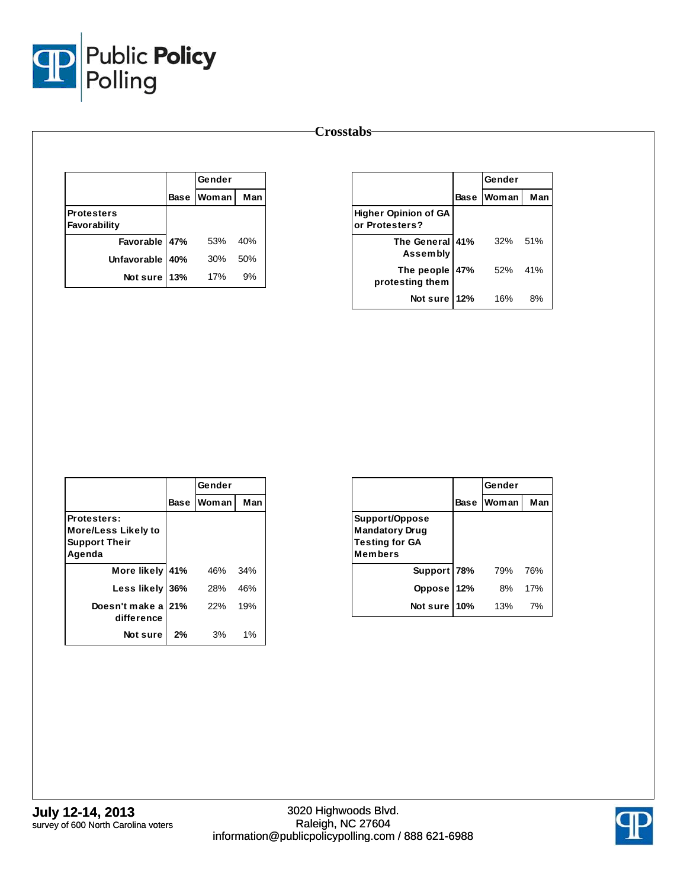# Crosstabs

| | Base | Gender | |
|---|---|---|---|
| | | Woman | Man |
| **Protesters Favorability** | | | |
| Favorable | 47% | 53% | 40% |
| Unfavorable | 40% | 30% | 50% |
| Not sure | 13% | 17% | 9% |

| | Base | Gender | |
|---|---|---|---|
| | | Woman | Man |
| **Higher Opinion of GA or Protesters?** | | | |
| The General Assembly | 41% | 32% | 51% |
| The people protesting them | 47% | 52% | 41% |
| Not sure | 12% | 16% | 8% |

| | Base | Gender | |
|---|---|---|---|
| | | Woman | Man |
| **Protesters: More/Less Likely to Support Their Agenda** | | | |
| More likely | 41% | 46% | 34% |
| Less likely | 36% | 28% | 46% |
| Doesn't make a difference | 21% | 22% | 19% |
| Not sure | 2% | 3% | 1% |

| | Base | Gender | |
|---|---|---|---|
| | | Woman | Man |
| **Support/Oppose Mandatory Drug Testing for GA Members** | | | |
| Support | 78% | 79% | 76% |
| Oppose | 12% | 8% | 17% |
| Not sure | 10% | 13% | 7% |

**July 12-14, 2013**
survey of 600 North Carolina voters

3020 Highwoods Blvd.
Raleigh, NC 27604
information@publicpolicypolling.com / 888 621-6988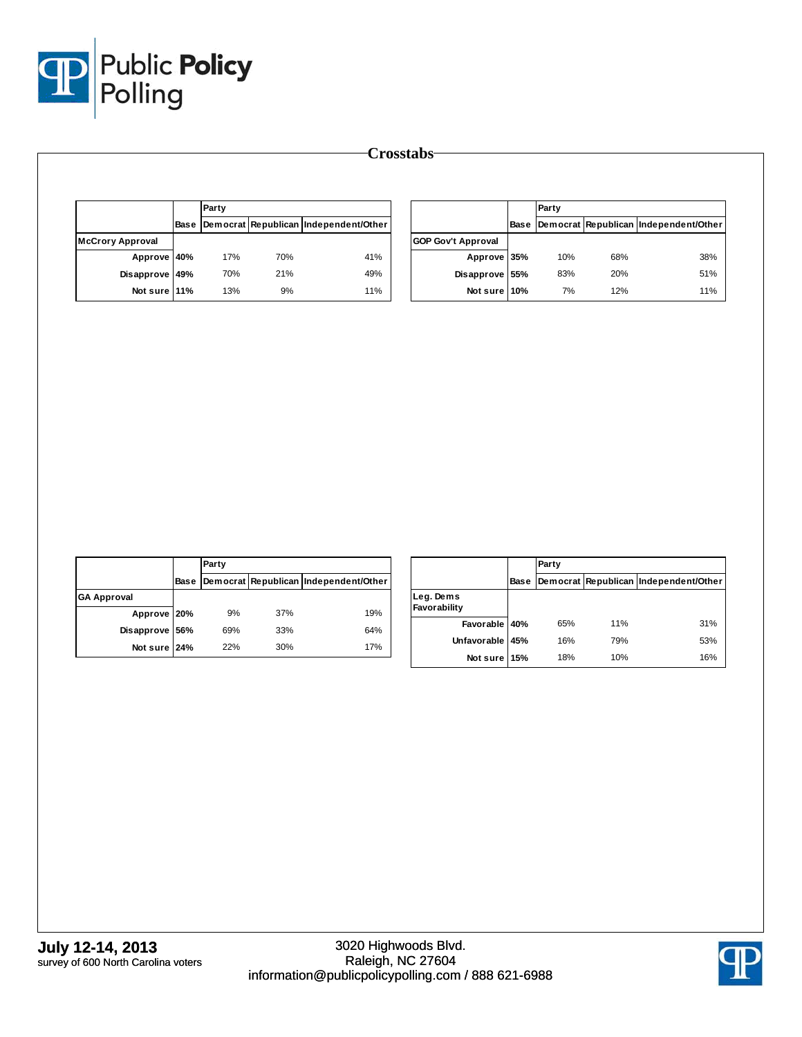# Crosstabs

| McCrory Approval | Base | Party: Democrat | Republican | Independent/Other |
|---|---|---|---|---|
| Approve | 40% | 17% | 70% | 41% |
| Disapprove | 49% | 70% | 21% | 49% |
| Not sure | 11% | 13% | 9% | 11% |

| GOP Gov't Approval | Base | Party: Democrat | Republican | Independent/Other |
|---|---|---|---|---|
| Approve | 35% | 10% | 68% | 38% |
| Disapprove | 55% | 83% | 20% | 51% |
| Not sure | 10% | 7% | 12% | 11% |

| GA Approval | Base | Party: Democrat | Republican | Independent/Other |
|---|---|---|---|---|
| Approve | 20% | 9% | 37% | 19% |
| Disapprove | 56% | 69% | 33% | 64% |
| Not sure | 24% | 22% | 30% | 17% |

| Leg. Dems Favorability | Base | Party: Democrat | Republican | Independent/Other |
|---|---|---|---|---|
| Favorable | 40% | 65% | 11% | 31% |
| Unfavorable | 45% | 16% | 79% | 53% |
| Not sure | 15% | 18% | 10% | 16% |

**July 12-14, 2013**
survey of 600 North Carolina voters

3020 Highwoods Blvd.
Raleigh, NC 27604
information@publicpolicypolling.com / 888 621-6988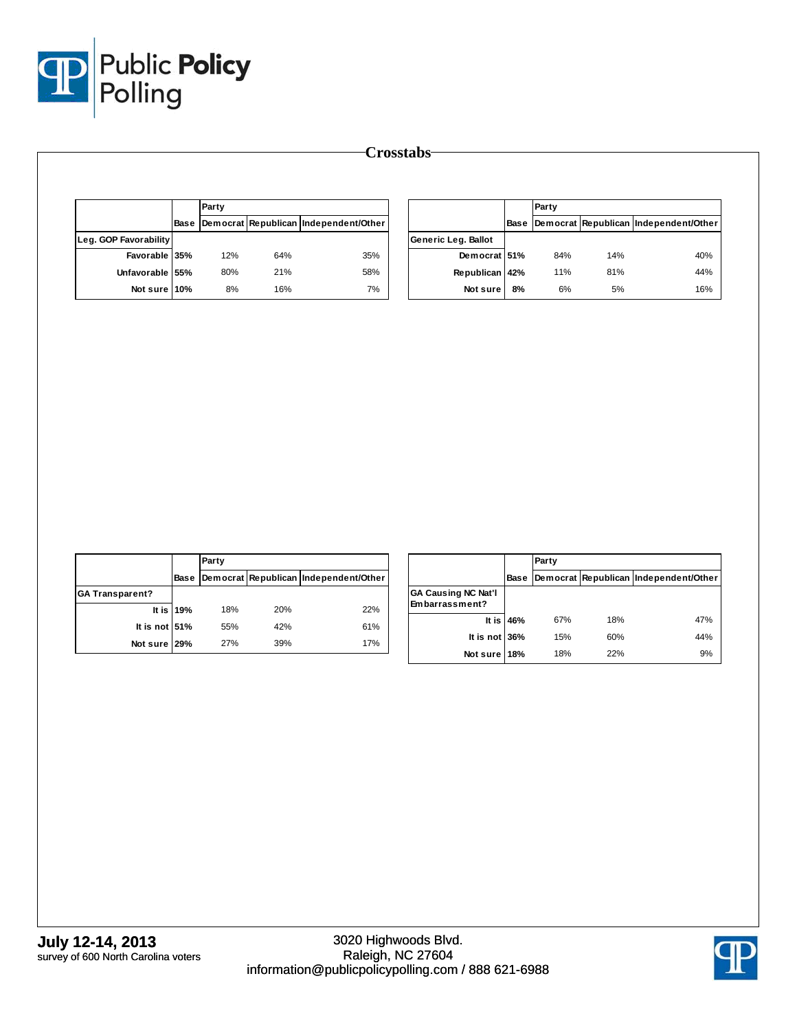## Crosstabs

| Leg. GOP Favorability | Base | Party: Democrat | Republican | Independent/Other |
|---|---|---|---|---|
| Favorable | 35% | 12% | 64% | 35% |
| Unfavorable | 55% | 80% | 21% | 58% |
| Not sure | 10% | 8% | 16% | 7% |

| Generic Leg. Ballot | Base | Party: Democrat | Republican | Independent/Other |
|---|---|---|---|---|
| Democrat | 51% | 84% | 14% | 40% |
| Republican | 42% | 11% | 81% | 44% |
| Not sure | 8% | 6% | 5% | 16% |

| GA Transparent? | Base | Party: Democrat | Republican | Independent/Other |
|---|---|---|---|---|
| It is | 19% | 18% | 20% | 22% |
| It is not | 51% | 55% | 42% | 61% |
| Not sure | 29% | 27% | 39% | 17% |

| GA Causing NC Nat'l Embarrassment? | Base | Party: Democrat | Republican | Independent/Other |
|---|---|---|---|---|
| It is | 46% | 67% | 18% | 47% |
| It is not | 36% | 15% | 60% | 44% |
| Not sure | 18% | 18% | 22% | 9% |

**July 12-14, 2013**
survey of 600 North Carolina voters

3020 Highwoods Blvd.
Raleigh, NC 27604
information@publicpolicypolling.com / 888 621-6988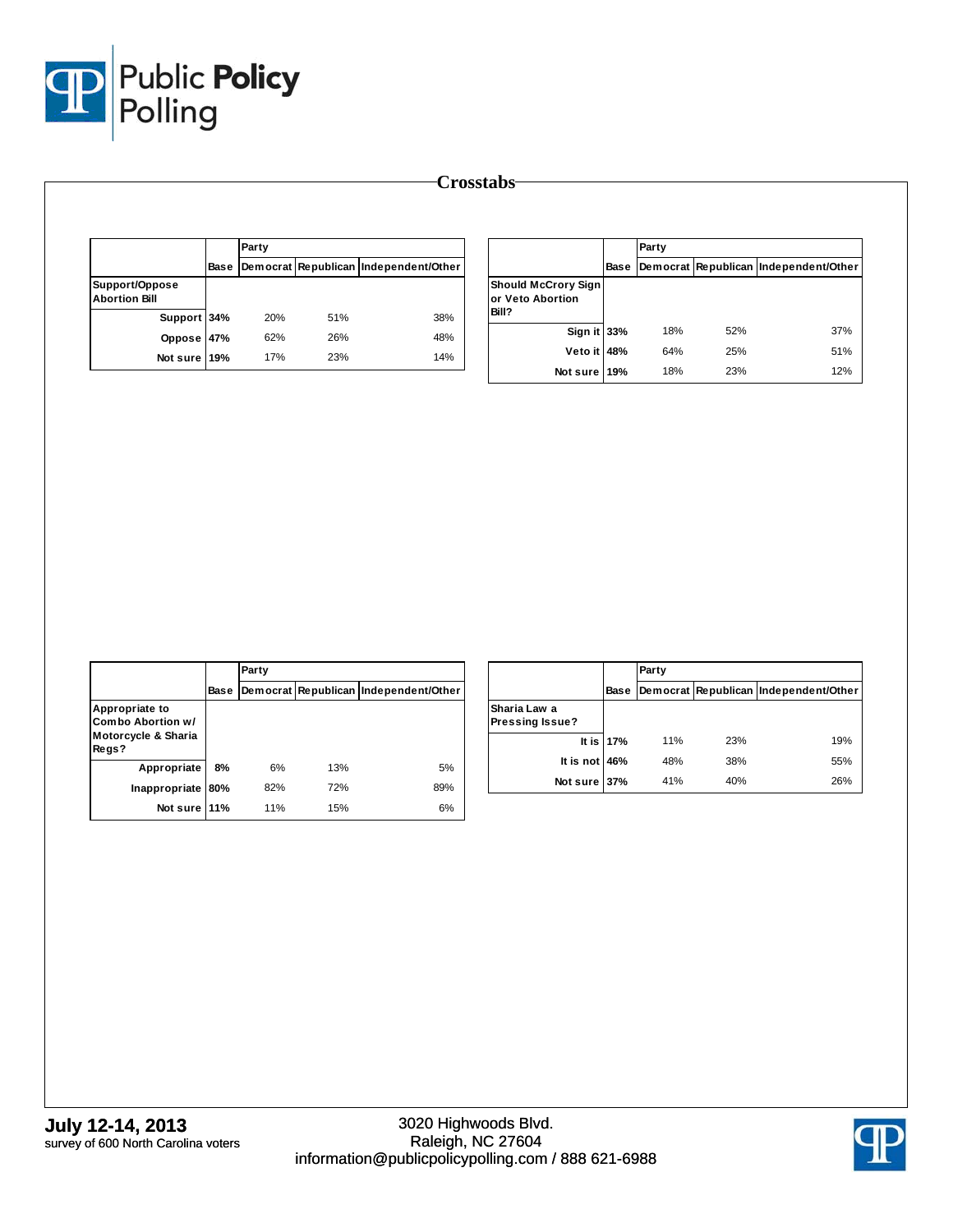# Crosstabs

| | Base | Party | | |
|---|---|---|---|---|
| | | Democrat | Republican | Independent/Other |
| **Support/Oppose Abortion Bill** | | | | |
| Support | 34% | 20% | 51% | 38% |
| Oppose | 47% | 62% | 26% | 48% |
| Not sure | 19% | 17% | 23% | 14% |

| | Base | Party | | |
|---|---|---|---|---|
| | | Democrat | Republican | Independent/Other |
| **Should McCrory Sign or Veto Abortion Bill?** | | | | |
| Sign it | 33% | 18% | 52% | 37% |
| Veto it | 48% | 64% | 25% | 51% |
| Not sure | 19% | 18% | 23% | 12% |

| | Base | Party | | |
|---|---|---|---|---|
| | | Democrat | Republican | Independent/Other |
| **Appropriate to Combo Abortion w/ Motorcycle & Sharia Regs?** | | | | |
| Appropriate | 8% | 6% | 13% | 5% |
| Inappropriate | 80% | 82% | 72% | 89% |
| Not sure | 11% | 11% | 15% | 6% |

| | Base | Party | | |
|---|---|---|---|---|
| | | Democrat | Republican | Independent/Other |
| **Sharia Law a Pressing Issue?** | | | | |
| It is | 17% | 11% | 23% | 19% |
| It is not | 46% | 48% | 38% | 55% |
| Not sure | 37% | 41% | 40% | 26% |

**July 12-14, 2013**
survey of 600 North Carolina voters

3020 Highwoods Blvd.
Raleigh, NC 27604
information@publicpolicypolling.com / 888 621-6988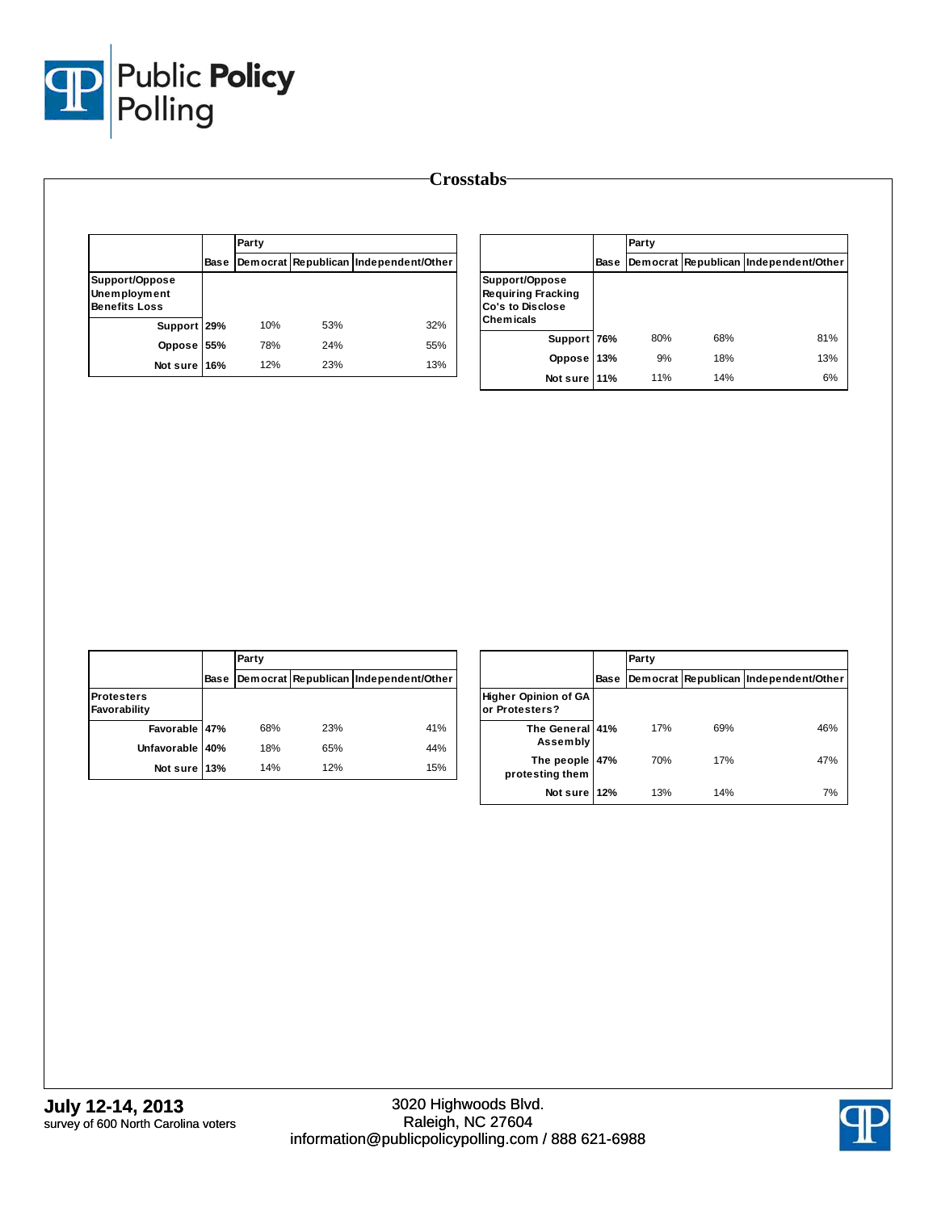# Crosstabs

| | Base | Party | | |
|---|---|---|---|---|
| | | Democrat | Republican | Independent/Other |
| **Support/Oppose Unemployment Benefits Loss** | | | | |
| Support | 29% | 10% | 53% | 32% |
| Oppose | 55% | 78% | 24% | 55% |
| Not sure | 16% | 12% | 23% | 13% |

| | Base | Party | | |
|---|---|---|---|---|
| | | Democrat | Republican | Independent/Other |
| **Support/Oppose Requiring Fracking Co's to Disclose Chemicals** | | | | |
| Support | 76% | 80% | 68% | 81% |
| Oppose | 13% | 9% | 18% | 13% |
| Not sure | 11% | 11% | 14% | 6% |

| | Base | Party | | |
|---|---|---|---|---|
| | | Democrat | Republican | Independent/Other |
| **Protesters Favorability** | | | | |
| Favorable | 47% | 68% | 23% | 41% |
| Unfavorable | 40% | 18% | 65% | 44% |
| Not sure | 13% | 14% | 12% | 15% |

| | Base | Party | | |
|---|---|---|---|---|
| | | Democrat | Republican | Independent/Other |
| **Higher Opinion of GA or Protesters?** | | | | |
| The General Assembly | 41% | 17% | 69% | 46% |
| The people protesting them | 47% | 70% | 17% | 47% |
| Not sure | 12% | 13% | 14% | 7% |

**July 12-14, 2013**
survey of 600 North Carolina voters

3020 Highwoods Blvd.
Raleigh, NC 27604
information@publicpolicypolling.com / 888 621-6988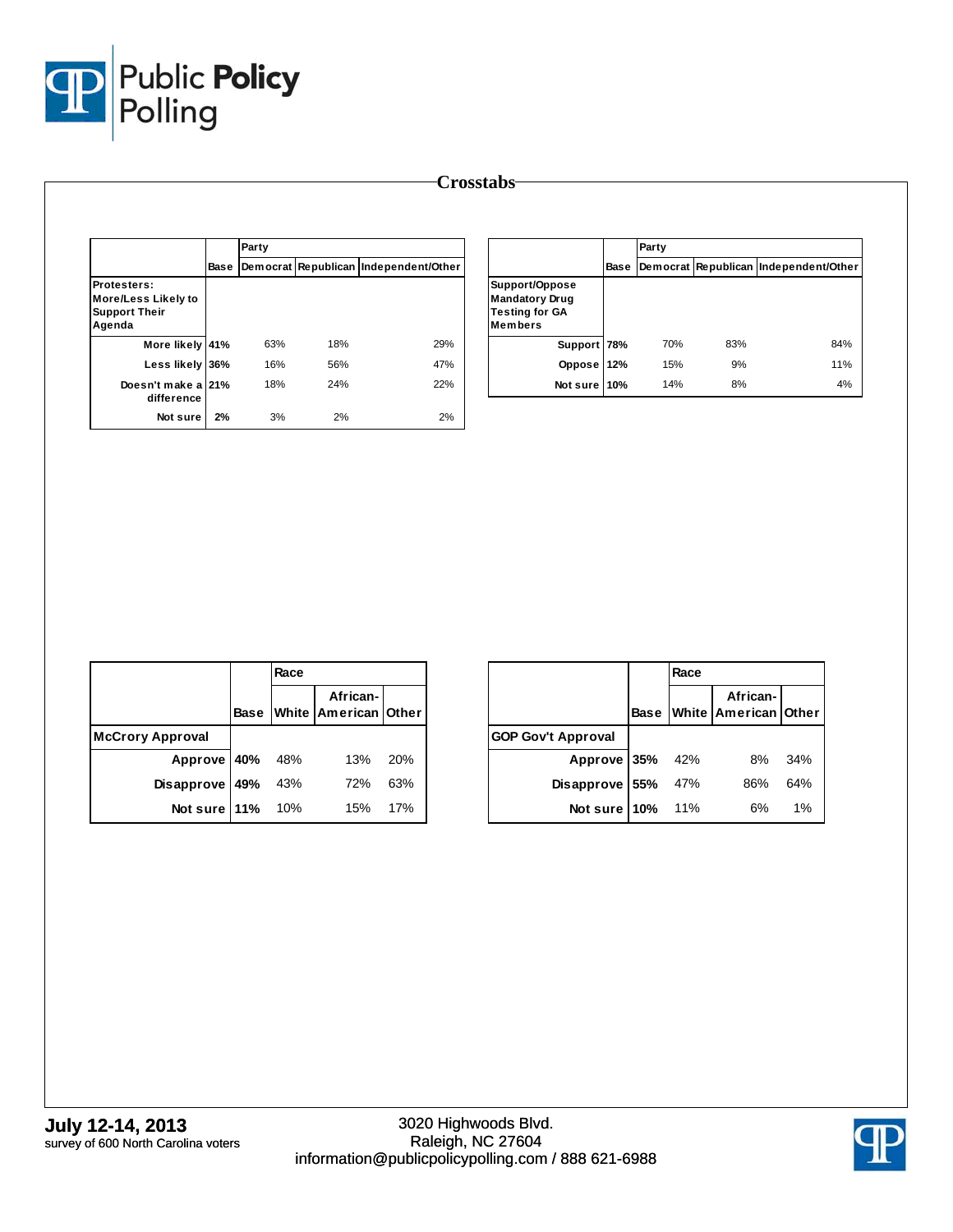# Crosstabs

| | Base | Party | | |
|---|---|---|---|---|
| | | Democrat | Republican | Independent/Other |
| **Protesters: More/Less Likely to Support Their Agenda** | | | | |
| More likely | 41% | 63% | 18% | 29% |
| Less likely | 36% | 16% | 56% | 47% |
| Doesn't make a difference | 21% | 18% | 24% | 22% |
| Not sure | 2% | 3% | 2% | 2% |

| | Base | Party | | |
|---|---|---|---|---|
| | | Democrat | Republican | Independent/Other |
| **Support/Oppose Mandatory Drug Testing for GA Members** | | | | |
| Support | 78% | 70% | 83% | 84% |
| Oppose | 12% | 15% | 9% | 11% |
| Not sure | 10% | 14% | 8% | 4% |

| | Base | Race | | |
|---|---|---|---|---|
| | | White | African-American | Other |
| **McCrory Approval** | | | | |
| Approve | 40% | 48% | 13% | 20% |
| Disapprove | 49% | 43% | 72% | 63% |
| Not sure | 11% | 10% | 15% | 17% |

| | Base | Race | | |
|---|---|---|---|---|
| | | White | African-American | Other |
| **GOP Gov't Approval** | | | | |
| Approve | 35% | 42% | 8% | 34% |
| Disapprove | 55% | 47% | 86% | 64% |
| Not sure | 10% | 11% | 6% | 1% |

**July 12-14, 2013**
survey of 600 North Carolina voters

3020 Highwoods Blvd.
Raleigh, NC 27604
information@publicpolicypolling.com / 888 621-6988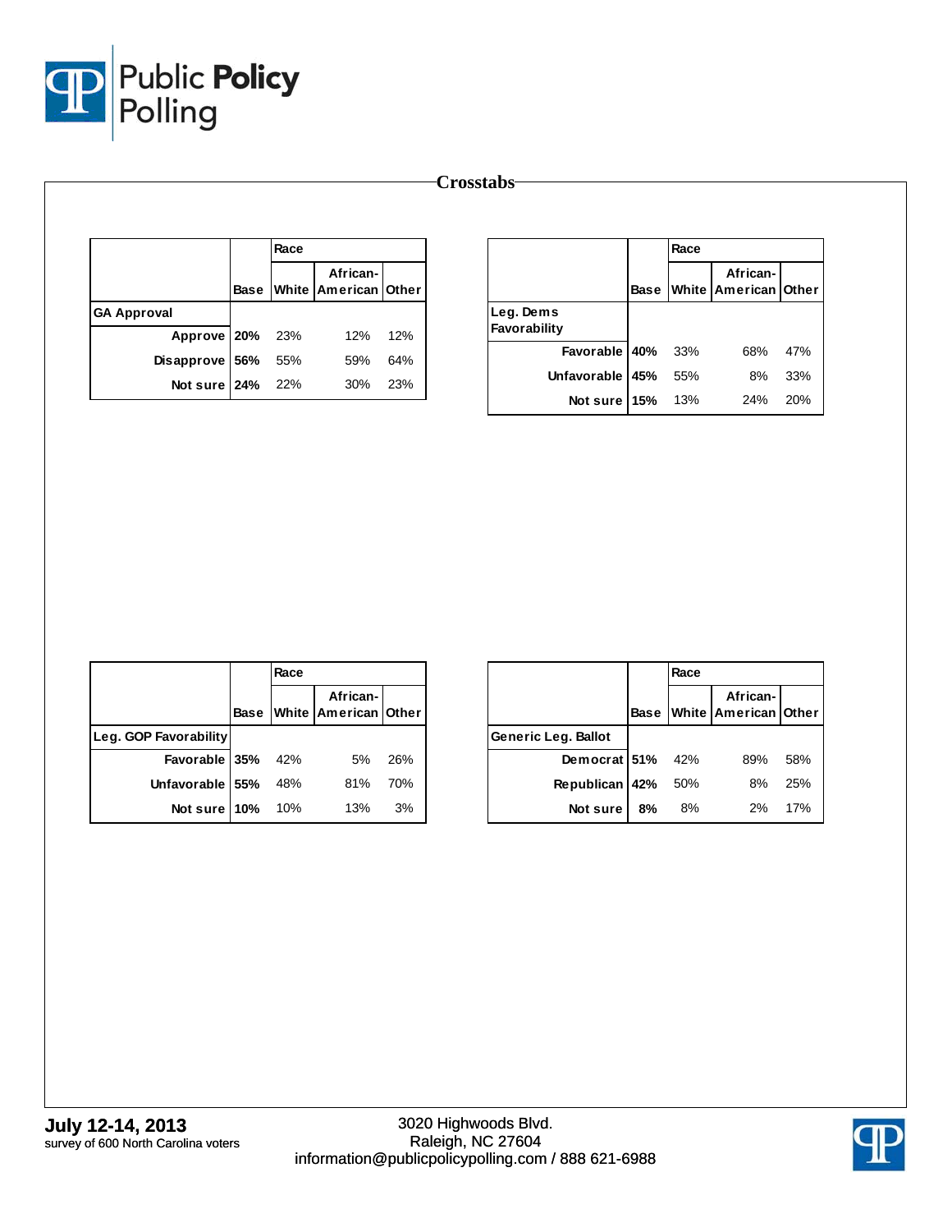## Crosstabs

| | Base | Race | | |
|---|---|---|---|---|
| | | White | African-American | Other |
| **GA Approval** | | | | |
| Approve | 20% | 23% | 12% | 12% |
| Disapprove | 56% | 55% | 59% | 64% |
| Not sure | 24% | 22% | 30% | 23% |

| | Base | Race | | |
|---|---|---|---|---|
| | | White | African-American | Other |
| **Leg. Dems Favorability** | | | | |
| Favorable | 40% | 33% | 68% | 47% |
| Unfavorable | 45% | 55% | 8% | 33% |
| Not sure | 15% | 13% | 24% | 20% |

| | Base | Race | | |
|---|---|---|---|---|
| | | White | African-American | Other |
| **Leg. GOP Favorability** | | | | |
| Favorable | 35% | 42% | 5% | 26% |
| Unfavorable | 55% | 48% | 81% | 70% |
| Not sure | 10% | 10% | 13% | 3% |

| | Base | Race | | |
|---|---|---|---|---|
| | | White | African-American | Other |
| **Generic Leg. Ballot** | | | | |
| Democrat | 51% | 42% | 89% | 58% |
| Republican | 42% | 50% | 8% | 25% |
| Not sure | 8% | 8% | 2% | 17% |

**July 12-14, 2013**
survey of 600 North Carolina voters

3020 Highwoods Blvd.
Raleigh, NC 27604
information@publicpolicypolling.com / 888 621-6988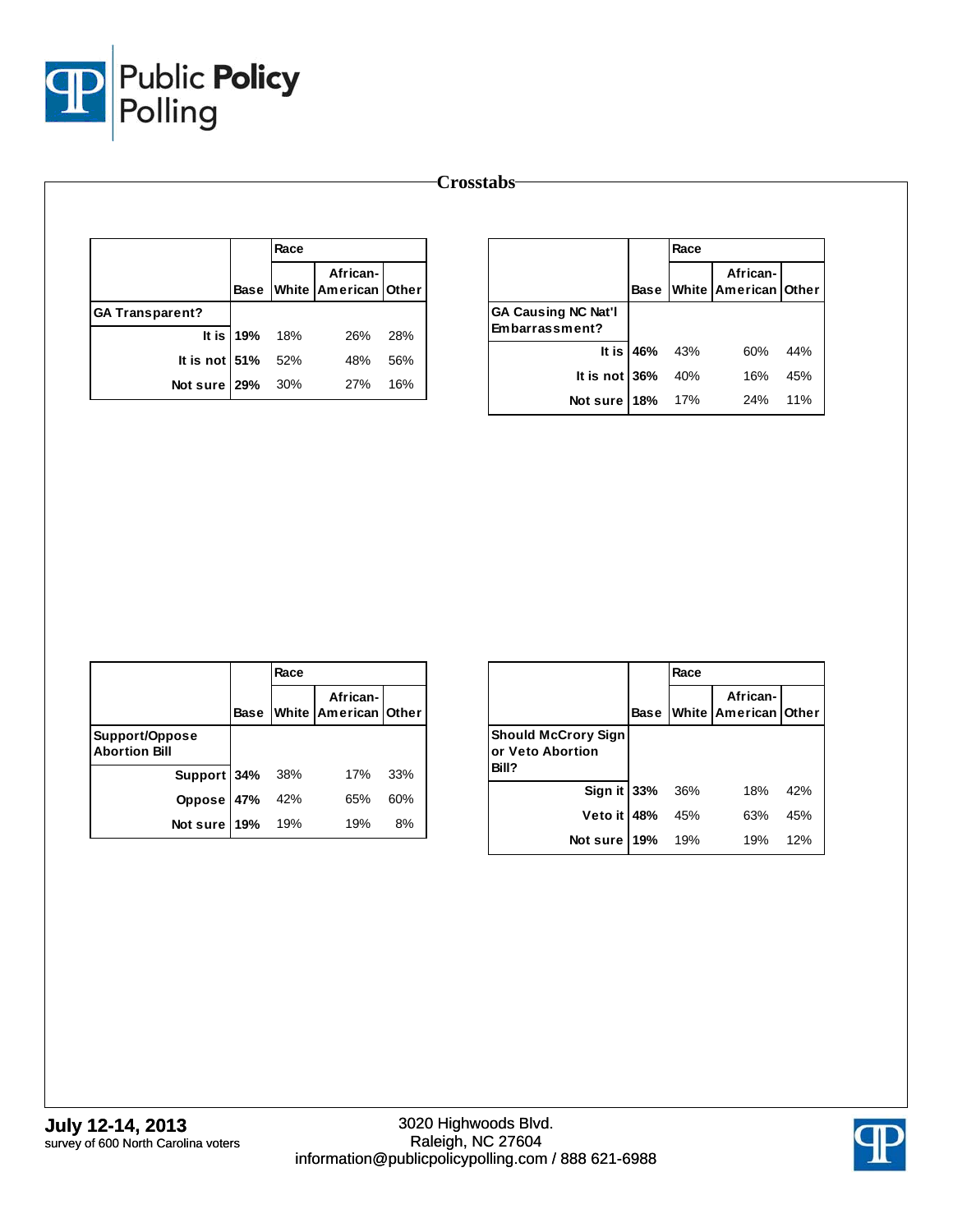# Crosstabs

| | Base | Race | | |
|---|---|---|---|---|
| | | White | African-American | Other |
| **GA Transparent?** | | | | |
| It is | **19%** | 18% | 26% | 28% |
| It is not | **51%** | 52% | 48% | 56% |
| Not sure | **29%** | 30% | 27% | 16% |

| | Base | Race | | |
|---|---|---|---|---|
| | | White | African-American | Other |
| **GA Causing NC Nat'l Embarrassment?** | | | | |
| It is | **46%** | 43% | 60% | 44% |
| It is not | **36%** | 40% | 16% | 45% |
| Not sure | **18%** | 17% | 24% | 11% |

| | Base | Race | | |
|---|---|---|---|---|
| | | White | African-American | Other |
| **Support/Oppose Abortion Bill** | | | | |
| Support | **34%** | 38% | 17% | 33% |
| Oppose | **47%** | 42% | 65% | 60% |
| Not sure | **19%** | 19% | 19% | 8% |

| | Base | Race | | |
|---|---|---|---|---|
| | | White | African-American | Other |
| **Should McCrory Sign or Veto Abortion Bill?** | | | | |
| Sign it | **33%** | 36% | 18% | 42% |
| Veto it | **48%** | 45% | 63% | 45% |
| Not sure | **19%** | 19% | 19% | 12% |

**July 12-14, 2013**
survey of 600 North Carolina voters

3020 Highwoods Blvd.
Raleigh, NC 27604
information@publicpolicypolling.com / 888 621-6988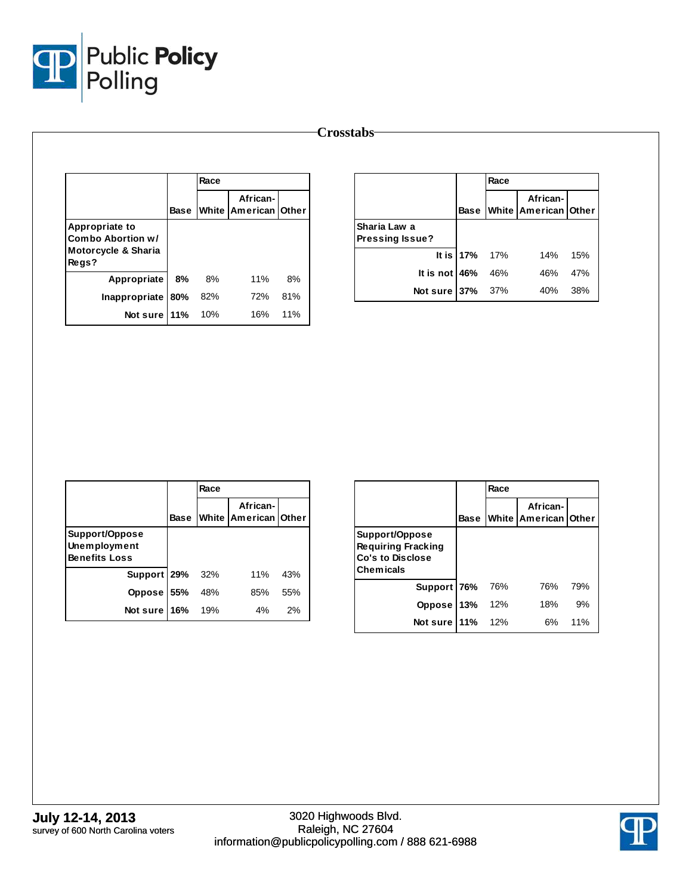# Crosstabs

| | Base | Race | | |
|---|---|---|---|---|
| | | White | African-American | Other |
| **Appropriate to Combo Abortion w/ Motorcycle & Sharia Regs?** | | | | |
| Appropriate | **8%** | 8% | 11% | 8% |
| Inappropriate | **80%** | 82% | 72% | 81% |
| Not sure | **11%** | 10% | 16% | 11% |

| | Base | Race | | |
|---|---|---|---|---|
| | | White | African-American | Other |
| **Sharia Law a Pressing Issue?** | | | | |
| It is | **17%** | 17% | 14% | 15% |
| It is not | **46%** | 46% | 46% | 47% |
| Not sure | **37%** | 37% | 40% | 38% |

| | Base | Race | | |
|---|---|---|---|---|
| | | White | African-American | Other |
| **Support/Oppose Unemployment Benefits Loss** | | | | |
| Support | **29%** | 32% | 11% | 43% |
| Oppose | **55%** | 48% | 85% | 55% |
| Not sure | **16%** | 19% | 4% | 2% |

| | Base | Race | | |
|---|---|---|---|---|
| | | White | African-American | Other |
| **Support/Oppose Requiring Fracking Co's to Disclose Chemicals** | | | | |
| Support | **76%** | 76% | 76% | 79% |
| Oppose | **13%** | 12% | 18% | 9% |
| Not sure | **11%** | 12% | 6% | 11% |

**July 12-14, 2013**
survey of 600 North Carolina voters

3020 Highwoods Blvd.
Raleigh, NC 27604
information@publicpolicypolling.com / 888 621-6988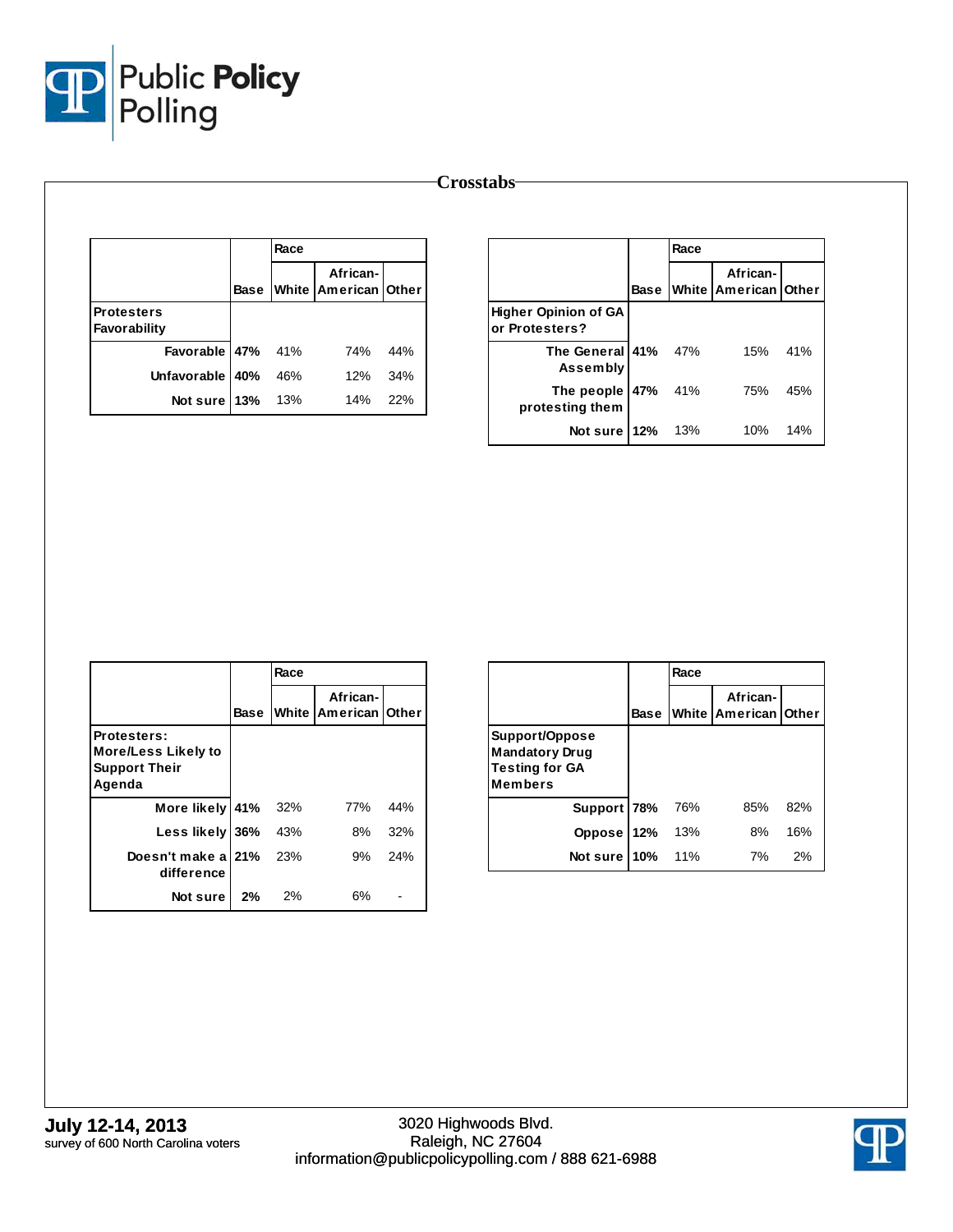# Crosstabs

| | Base | Race | | |
|---|---|---|---|---|
| | | White | African-American | Other |
| **Protesters Favorability** | | | | |
| Favorable | 47% | 41% | 74% | 44% |
| Unfavorable | 40% | 46% | 12% | 34% |
| Not sure | 13% | 13% | 14% | 22% |

| | Base | Race | | |
|---|---|---|---|---|
| | | White | African-American | Other |
| **Higher Opinion of GA or Protesters?** | | | | |
| The General Assembly | 41% | 47% | 15% | 41% |
| The people protesting them | 47% | 41% | 75% | 45% |
| Not sure | 12% | 13% | 10% | 14% |

| | Base | Race | | |
|---|---|---|---|---|
| | | White | African-American | Other |
| **Protesters: More/Less Likely to Support Their Agenda** | | | | |
| More likely | 41% | 32% | 77% | 44% |
| Less likely | 36% | 43% | 8% | 32% |
| Doesn't make a difference | 21% | 23% | 9% | 24% |
| Not sure | 2% | 2% | 6% | - |

| | Base | Race | | |
|---|---|---|---|---|
| | | White | African-American | Other |
| **Support/Oppose Mandatory Drug Testing for GA Members** | | | | |
| Support | 78% | 76% | 85% | 82% |
| Oppose | 12% | 13% | 8% | 16% |
| Not sure | 10% | 11% | 7% | 2% |

**July 12-14, 2013**
survey of 600 North Carolina voters

3020 Highwoods Blvd.
Raleigh, NC 27604
information@publicpolicypolling.com / 888 621-6988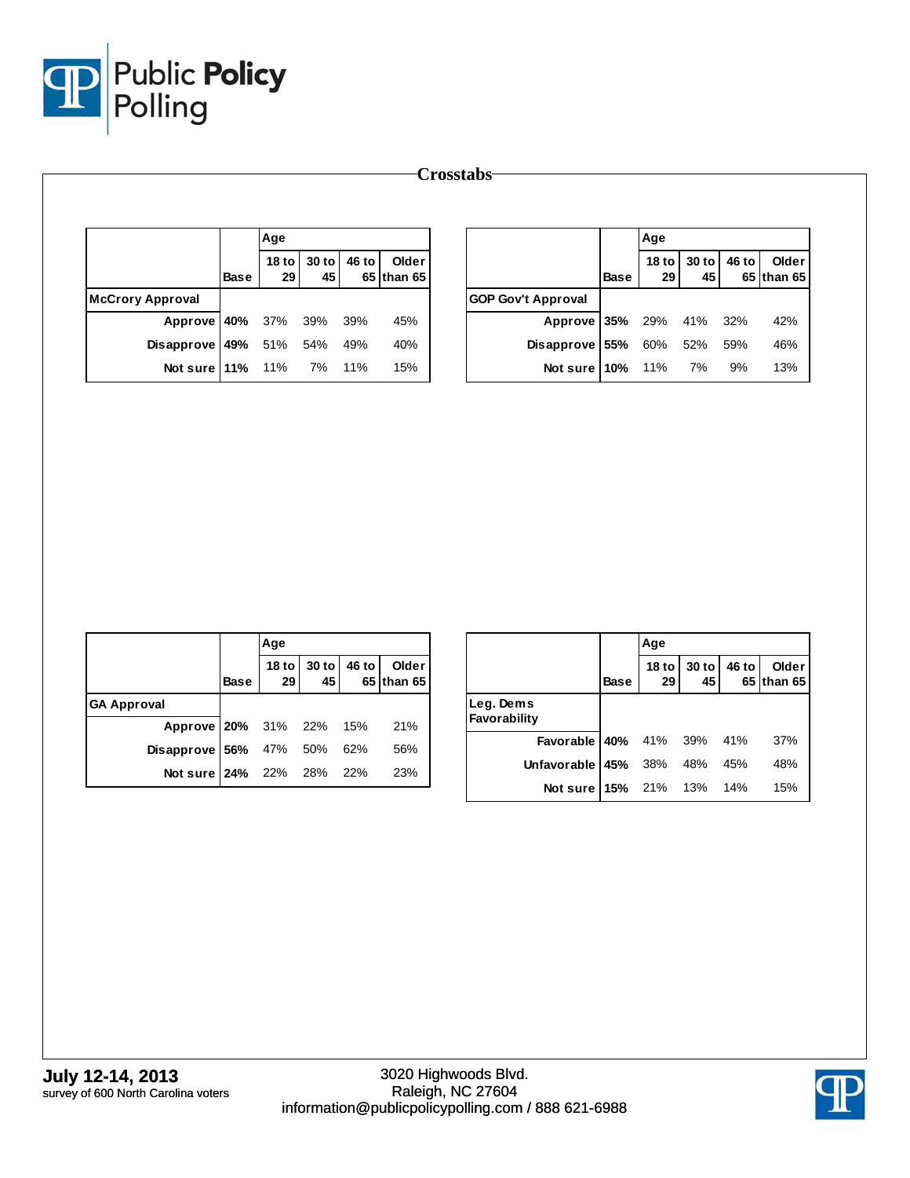## Crosstabs

| | Base | Age | | | |
|---|---|---|---|---|---|
| | | 18 to 29 | 30 to 45 | 46 to 65 | Older than 65 |
| **McCrory Approval** | | | | | |
| Approve | 40% | 37% | 39% | 39% | 45% |
| Disapprove | 49% | 51% | 54% | 49% | 40% |
| Not sure | 11% | 11% | 7% | 11% | 15% |

| | Base | Age | | | |
|---|---|---|---|---|---|
| | | 18 to 29 | 30 to 45 | 46 to 65 | Older than 65 |
| **GOP Gov't Approval** | | | | | |
| Approve | 35% | 29% | 41% | 32% | 42% |
| Disapprove | 55% | 60% | 52% | 59% | 46% |
| Not sure | 10% | 11% | 7% | 9% | 13% |

| | Base | Age | | | |
|---|---|---|---|---|---|
| | | 18 to 29 | 30 to 45 | 46 to 65 | Older than 65 |
| **GA Approval** | | | | | |
| Approve | 20% | 31% | 22% | 15% | 21% |
| Disapprove | 56% | 47% | 50% | 62% | 56% |
| Not sure | 24% | 22% | 28% | 22% | 23% |

| | Base | Age | | | |
|---|---|---|---|---|---|
| | | 18 to 29 | 30 to 45 | 46 to 65 | Older than 65 |
| **Leg. Dems Favorability** | | | | | |
| Favorable | 40% | 41% | 39% | 41% | 37% |
| Unfavorable | 45% | 38% | 48% | 45% | 48% |
| Not sure | 15% | 21% | 13% | 14% | 15% |

**July 12-14, 2013**
survey of 600 North Carolina voters

3020 Highwoods Blvd.
Raleigh, NC 27604
information@publicpolicypolling.com / 888 621-6988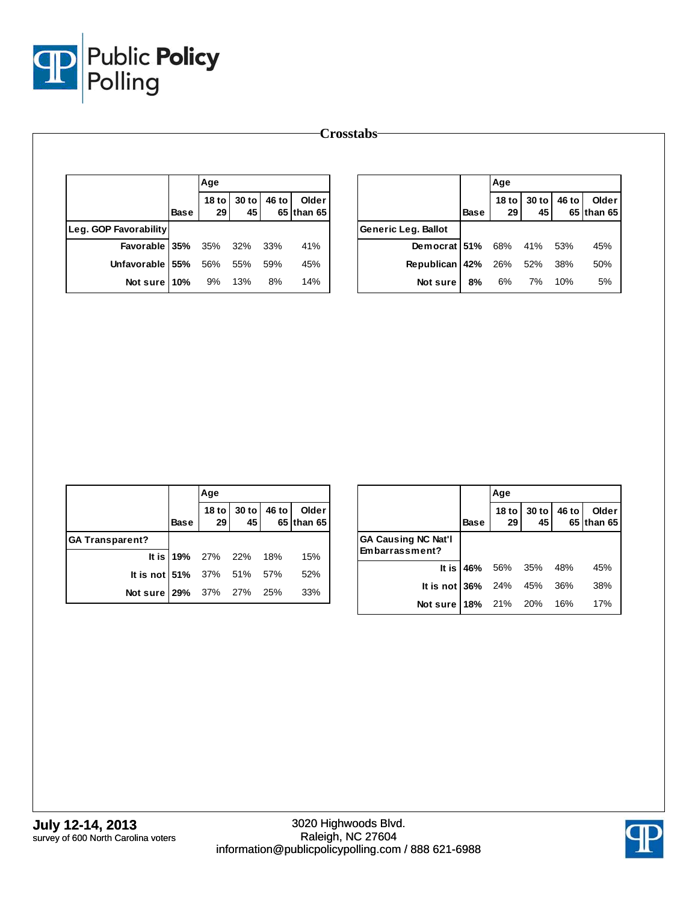# Crosstabs

| | Base | Age | | | |
|---|---|---|---|---|---|
| | | 18 to 29 | 30 to 45 | 46 to 65 | Older than 65 |
| **Leg. GOP Favorability** | | | | | |
| Favorable | 35% | 35% | 32% | 33% | 41% |
| Unfavorable | 55% | 56% | 55% | 59% | 45% |
| Not sure | 10% | 9% | 13% | 8% | 14% |

| | Base | Age | | | |
|---|---|---|---|---|---|
| | | 18 to 29 | 30 to 45 | 46 to 65 | Older than 65 |
| **Generic Leg. Ballot** | | | | | |
| Democrat | 51% | 68% | 41% | 53% | 45% |
| Republican | 42% | 26% | 52% | 38% | 50% |
| Not sure | 8% | 6% | 7% | 10% | 5% |

| | Base | Age | | | |
|---|---|---|---|---|---|
| | | 18 to 29 | 30 to 45 | 46 to 65 | Older than 65 |
| **GA Transparent?** | | | | | |
| It is | 19% | 27% | 22% | 18% | 15% |
| It is not | 51% | 37% | 51% | 57% | 52% |
| Not sure | 29% | 37% | 27% | 25% | 33% |

| | Base | Age | | | |
|---|---|---|---|---|---|
| | | 18 to 29 | 30 to 45 | 46 to 65 | Older than 65 |
| **GA Causing NC Nat'l Embarrassment?** | | | | | |
| It is | 46% | 56% | 35% | 48% | 45% |
| It is not | 36% | 24% | 45% | 36% | 38% |
| Not sure | 18% | 21% | 20% | 16% | 17% |

**July 12-14, 2013**
survey of 600 North Carolina voters

3020 Highwoods Blvd.
Raleigh, NC 27604
information@publicpolicypolling.com / 888 621-6988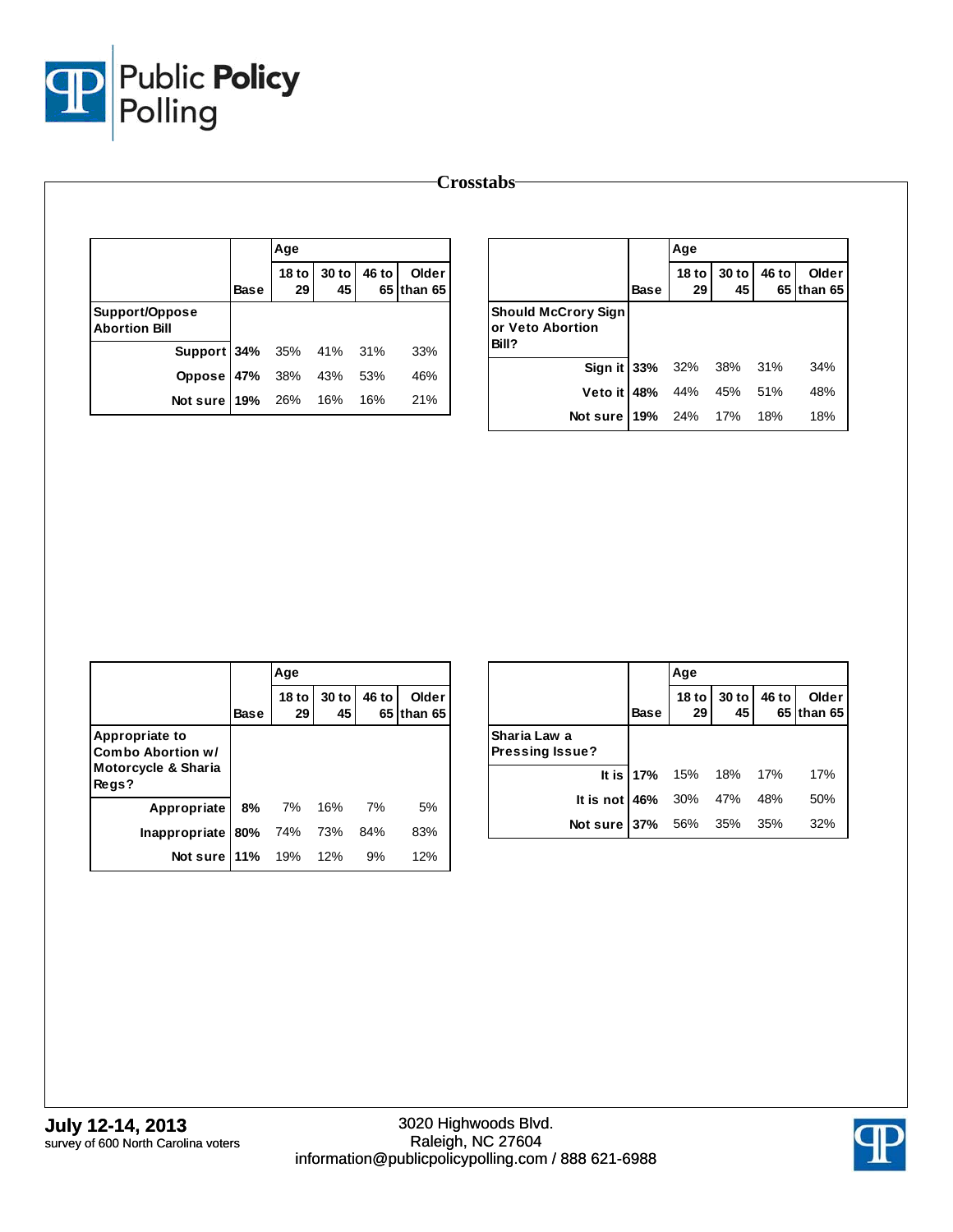## Crosstabs

| | Base | Age | | | |
|---|---|---|---|---|---|
| | | 18 to 29 | 30 to 45 | 46 to 65 | Older than 65 |
| **Support/Oppose Abortion Bill** | | | | | |
| Support | **34%** | 35% | 41% | 31% | 33% |
| Oppose | **47%** | 38% | 43% | 53% | 46% |
| Not sure | **19%** | 26% | 16% | 16% | 21% |

| | Base | Age | | | |
|---|---|---|---|---|---|
| | | 18 to 29 | 30 to 45 | 46 to 65 | Older than 65 |
| **Should McCrory Sign or Veto Abortion Bill?** | | | | | |
| Sign it | **33%** | 32% | 38% | 31% | 34% |
| Veto it | **48%** | 44% | 45% | 51% | 48% |
| Not sure | **19%** | 24% | 17% | 18% | 18% |

| | Base | Age | | | |
|---|---|---|---|---|---|
| | | 18 to 29 | 30 to 45 | 46 to 65 | Older than 65 |
| **Appropriate to Combo Abortion w/ Motorcycle & Sharia Regs?** | | | | | |
| Appropriate | **8%** | 7% | 16% | 7% | 5% |
| Inappropriate | **80%** | 74% | 73% | 84% | 83% |
| Not sure | **11%** | 19% | 12% | 9% | 12% |

| | Base | Age | | | |
|---|---|---|---|---|---|
| | | 18 to 29 | 30 to 45 | 46 to 65 | Older than 65 |
| **Sharia Law a Pressing Issue?** | | | | | |
| It is | **17%** | 15% | 18% | 17% | 17% |
| It is not | **46%** | 30% | 47% | 48% | 50% |
| Not sure | **37%** | 56% | 35% | 35% | 32% |

**July 12-14, 2013**
survey of 600 North Carolina voters

3020 Highwoods Blvd.
Raleigh, NC 27604
information@publicpolicypolling.com / 888 621-6988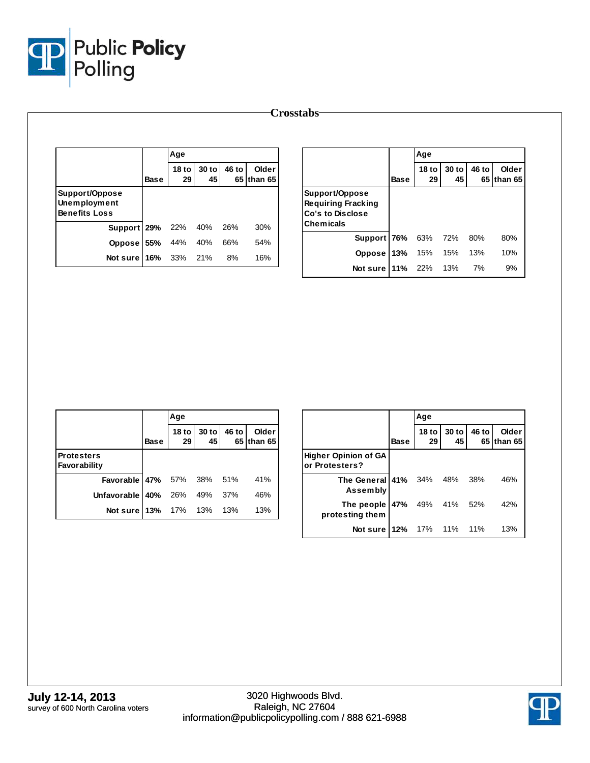## Crosstabs

| | Base | Age | | | |
|---|---|---|---|---|---|
| | | 18 to 29 | 30 to 45 | 46 to 65 | Older than 65 |
| **Support/Oppose Unemployment Benefits Loss** | | | | | |
| Support | 29% | 22% | 40% | 26% | 30% |
| Oppose | 55% | 44% | 40% | 66% | 54% |
| Not sure | 16% | 33% | 21% | 8% | 16% |

| | Base | Age | | | |
|---|---|---|---|---|---|
| | | 18 to 29 | 30 to 45 | 46 to 65 | Older than 65 |
| **Support/Oppose Requiring Fracking Co's to Disclose Chemicals** | | | | | |
| Support | 76% | 63% | 72% | 80% | 80% |
| Oppose | 13% | 15% | 15% | 13% | 10% |
| Not sure | 11% | 22% | 13% | 7% | 9% |

| | Base | Age | | | |
|---|---|---|---|---|---|
| | | 18 to 29 | 30 to 45 | 46 to 65 | Older than 65 |
| **Protesters Favorability** | | | | | |
| Favorable | 47% | 57% | 38% | 51% | 41% |
| Unfavorable | 40% | 26% | 49% | 37% | 46% |
| Not sure | 13% | 17% | 13% | 13% | 13% |

| | Base | Age | | | |
|---|---|---|---|---|---|
| | | 18 to 29 | 30 to 45 | 46 to 65 | Older than 65 |
| **Higher Opinion of GA or Protesters?** | | | | | |
| The General Assembly | 41% | 34% | 48% | 38% | 46% |
| The people protesting them | 47% | 49% | 41% | 52% | 42% |
| Not sure | 12% | 17% | 11% | 11% | 13% |

**July 12-14, 2013**
survey of 600 North Carolina voters

3020 Highwoods Blvd.
Raleigh, NC 27604
information@publicpolicypolling.com / 888 621-6988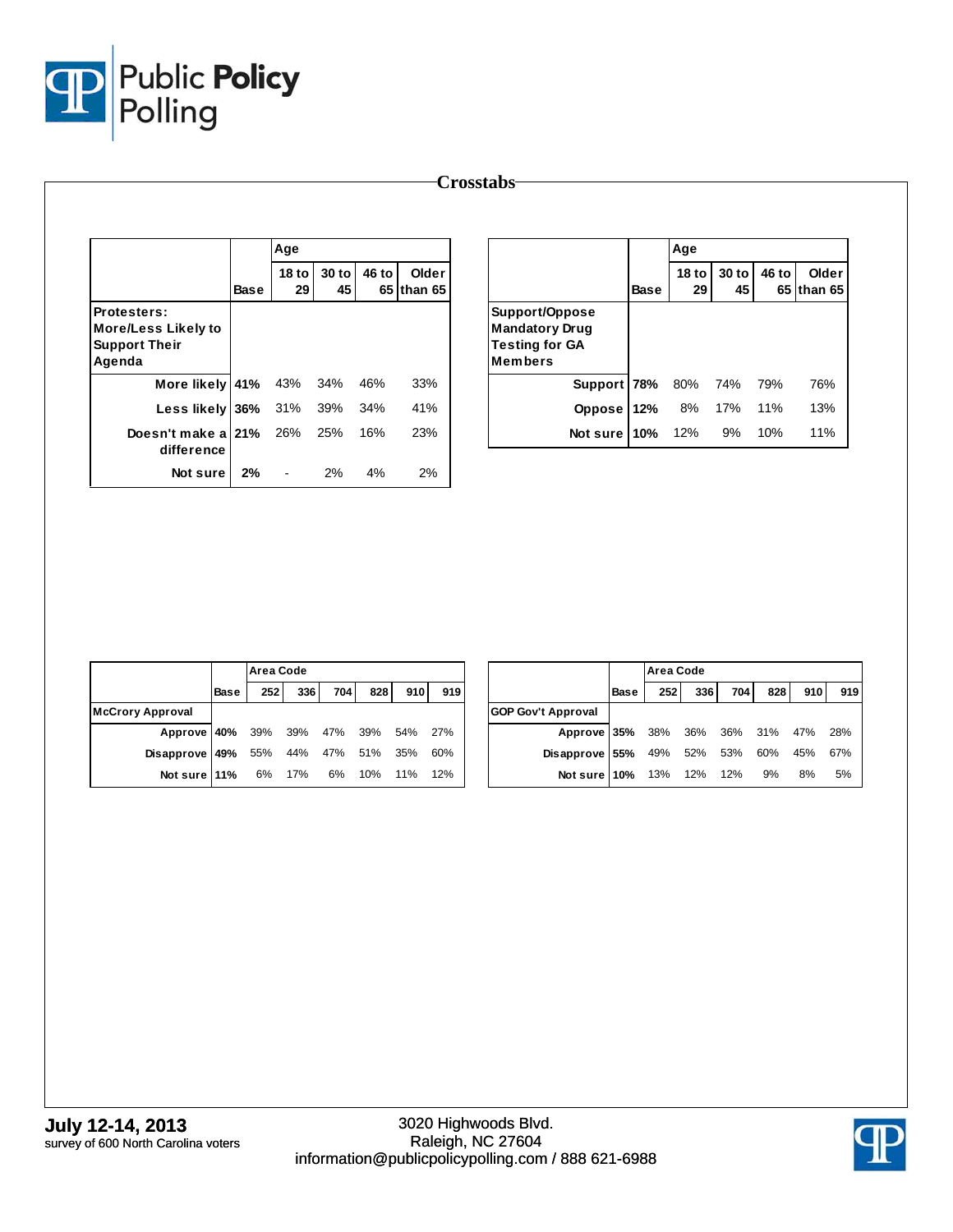# Crosstabs

| Protesters: More/Less Likely to Support Their Agenda | Base | Age: 18 to 29 | 30 to 45 | 46 to 65 | Older than 65 |
|---|---|---|---|---|---|
| More likely | 41% | 43% | 34% | 46% | 33% |
| Less likely | 36% | 31% | 39% | 34% | 41% |
| Doesn't make a difference | 21% | 26% | 25% | 16% | 23% |
| Not sure | 2% | - | 2% | 4% | 2% |

| Support/Oppose Mandatory Drug Testing for GA Members | Base | Age: 18 to 29 | 30 to 45 | 46 to 65 | Older than 65 |
|---|---|---|---|---|---|
| Support | 78% | 80% | 74% | 79% | 76% |
| Oppose | 12% | 8% | 17% | 11% | 13% |
| Not sure | 10% | 12% | 9% | 10% | 11% |

| McCrory Approval | Base | Area Code: 252 | 336 | 704 | 828 | 910 | 919 |
|---|---|---|---|---|---|---|---|
| Approve | 40% | 39% | 39% | 47% | 39% | 54% | 27% |
| Disapprove | 49% | 55% | 44% | 47% | 51% | 35% | 60% |
| Not sure | 11% | 6% | 17% | 6% | 10% | 11% | 12% |

| GOP Gov't Approval | Base | Area Code: 252 | 336 | 704 | 828 | 910 | 919 |
|---|---|---|---|---|---|---|---|
| Approve | 35% | 38% | 36% | 36% | 31% | 47% | 28% |
| Disapprove | 55% | 49% | 52% | 53% | 60% | 45% | 67% |
| Not sure | 10% | 13% | 12% | 12% | 9% | 8% | 5% |

**July 12-14, 2013**
survey of 600 North Carolina voters

3020 Highwoods Blvd.
Raleigh, NC 27604
information@publicpolicypolling.com / 888 621-6988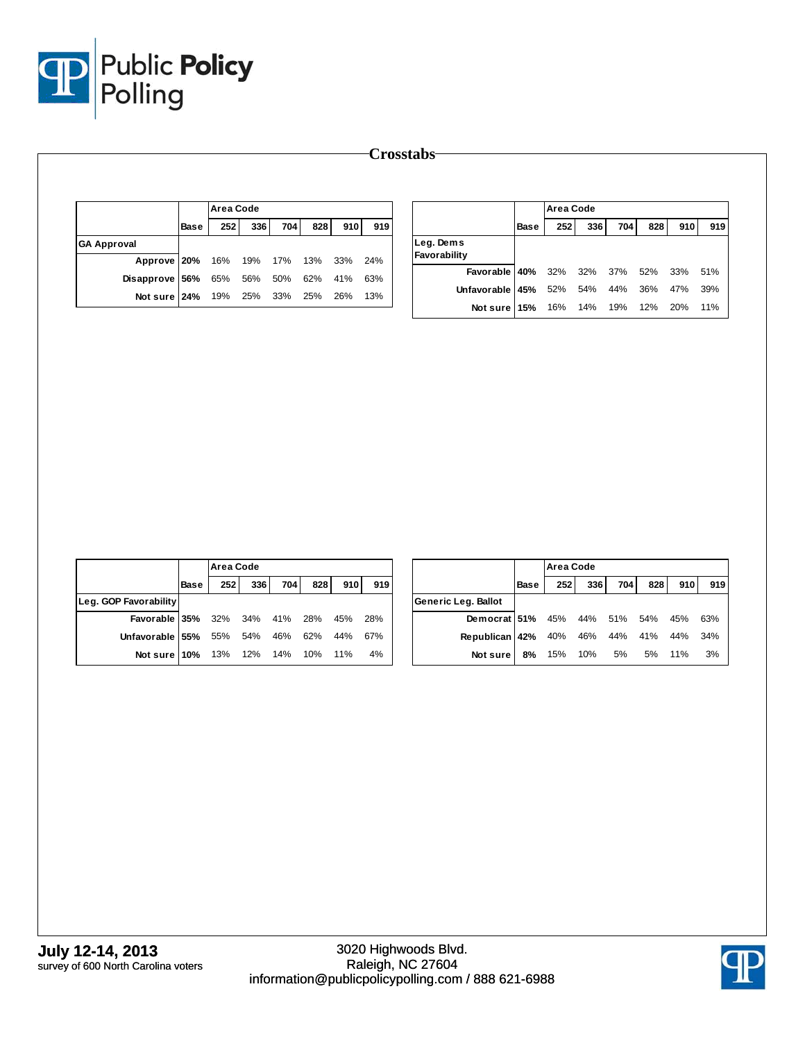# Crosstabs

| | Base | Area Code | | | | | |
|---|---|---|---|---|---|---|---|
| | | 252 | 336 | 704 | 828 | 910 | 919 |
| **GA Approval** | | | | | | | |
| Approve | 20% | 16% | 19% | 17% | 13% | 33% | 24% |
| Disapprove | 56% | 65% | 56% | 50% | 62% | 41% | 63% |
| Not sure | 24% | 19% | 25% | 33% | 25% | 26% | 13% |

| | Base | Area Code | | | | | |
|---|---|---|---|---|---|---|---|
| | | 252 | 336 | 704 | 828 | 910 | 919 |
| **Leg. Dems Favorability** | | | | | | | |
| Favorable | 40% | 32% | 32% | 37% | 52% | 33% | 51% |
| Unfavorable | 45% | 52% | 54% | 44% | 36% | 47% | 39% |
| Not sure | 15% | 16% | 14% | 19% | 12% | 20% | 11% |

| | Base | Area Code | | | | | |
|---|---|---|---|---|---|---|---|
| | | 252 | 336 | 704 | 828 | 910 | 919 |
| **Leg. GOP Favorability** | | | | | | | |
| Favorable | 35% | 32% | 34% | 41% | 28% | 45% | 28% |
| Unfavorable | 55% | 55% | 54% | 46% | 62% | 44% | 67% |
| Not sure | 10% | 13% | 12% | 14% | 10% | 11% | 4% |

| | Base | Area Code | | | | | |
|---|---|---|---|---|---|---|---|
| | | 252 | 336 | 704 | 828 | 910 | 919 |
| **Generic Leg. Ballot** | | | | | | | |
| Democrat | 51% | 45% | 44% | 51% | 54% | 45% | 63% |
| Republican | 42% | 40% | 46% | 44% | 41% | 44% | 34% |
| Not sure | 8% | 15% | 10% | 5% | 5% | 11% | 3% |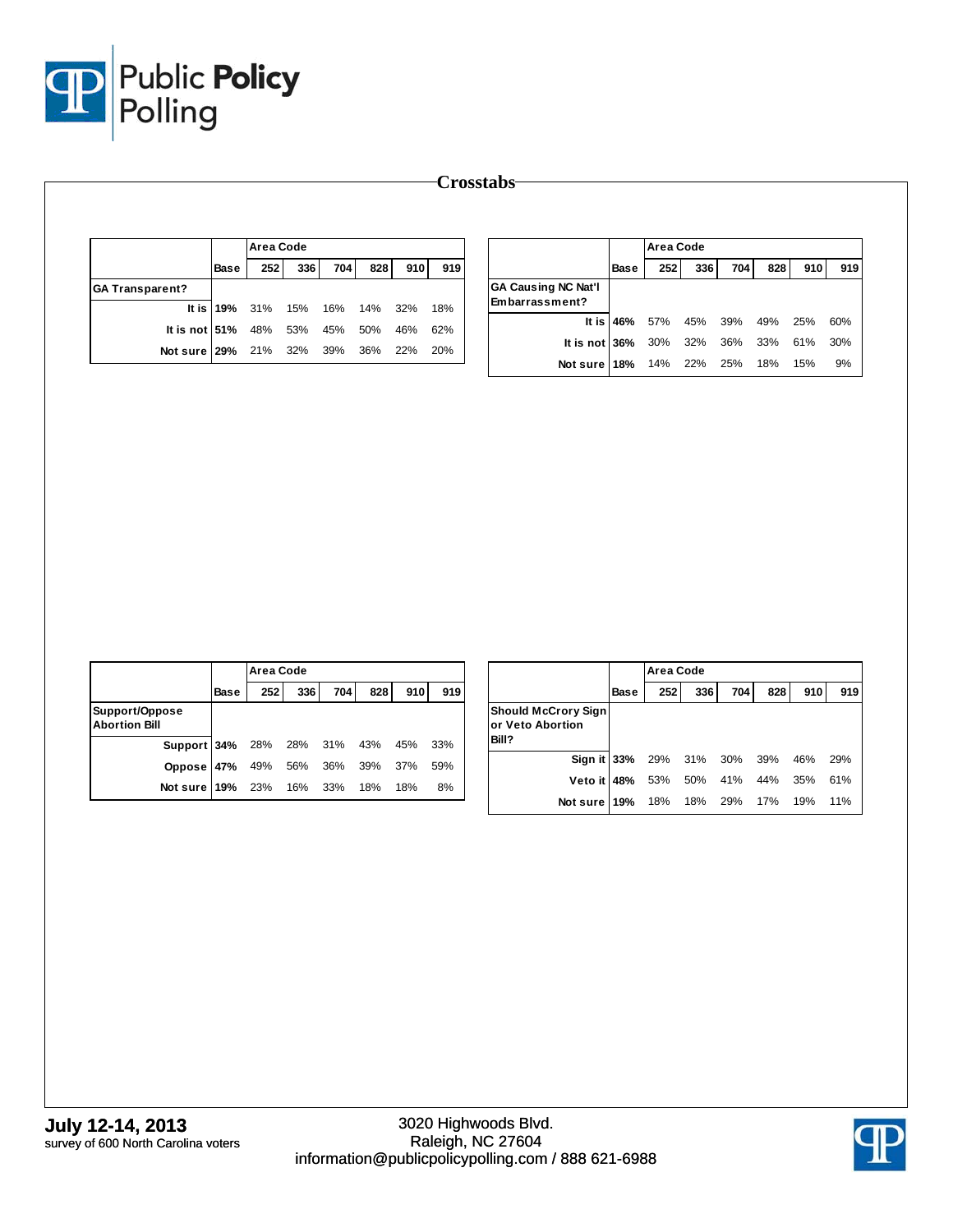# Crosstabs

| | Base | Area Code 252 | 336 | 704 | 828 | 910 | 919 |
|---|---|---|---|---|---|---|---|
| **GA Transparent?** | | | | | | | |
| It is | 19% | 31% | 15% | 16% | 14% | 32% | 18% |
| It is not | 51% | 48% | 53% | 45% | 50% | 46% | 62% |
| Not sure | 29% | 21% | 32% | 39% | 36% | 22% | 20% |

| | Base | Area Code 252 | 336 | 704 | 828 | 910 | 919 |
|---|---|---|---|---|---|---|---|
| **GA Causing NC Nat'l Embarrassment?** | | | | | | | |
| It is | 46% | 57% | 45% | 39% | 49% | 25% | 60% |
| It is not | 36% | 30% | 32% | 36% | 33% | 61% | 30% |
| Not sure | 18% | 14% | 22% | 25% | 18% | 15% | 9% |

| | Base | Area Code 252 | 336 | 704 | 828 | 910 | 919 |
|---|---|---|---|---|---|---|---|
| **Support/Oppose Abortion Bill** | | | | | | | |
| Support | 34% | 28% | 28% | 31% | 43% | 45% | 33% |
| Oppose | 47% | 49% | 56% | 36% | 39% | 37% | 59% |
| Not sure | 19% | 23% | 16% | 33% | 18% | 18% | 8% |

| | Base | Area Code 252 | 336 | 704 | 828 | 910 | 919 |
|---|---|---|---|---|---|---|---|
| **Should McCrory Sign or Veto Abortion Bill?** | | | | | | | |
| Sign it | 33% | 29% | 31% | 30% | 39% | 46% | 29% |
| Veto it | 48% | 53% | 50% | 41% | 44% | 35% | 61% |
| Not sure | 19% | 18% | 18% | 29% | 17% | 19% | 11% |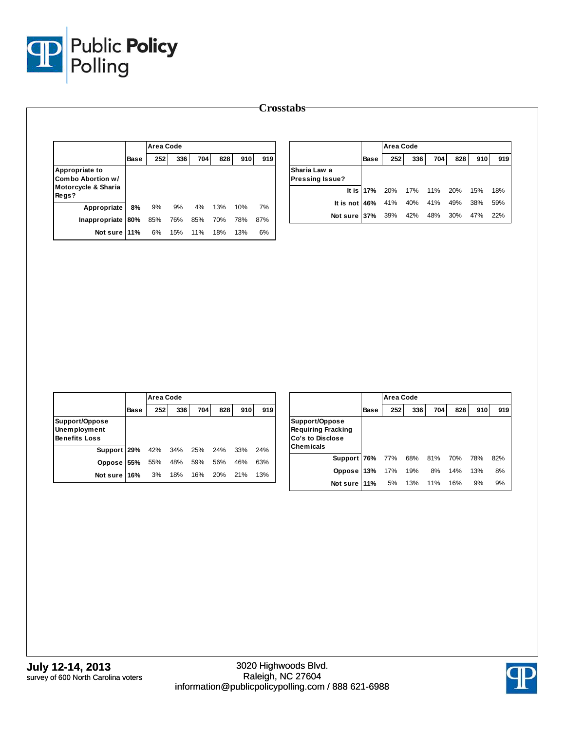# Crosstabs

| | Base | Area Code 252 | 336 | 704 | 828 | 910 | 919 |
|---|---|---|---|---|---|---|---|
| **Appropriate to Combo Abortion w/ Motorcycle & Sharia Regs?** | | | | | | | |
| Appropriate | 8% | 9% | 9% | 4% | 13% | 10% | 7% |
| Inappropriate | 80% | 85% | 76% | 85% | 70% | 78% | 87% |
| Not sure | 11% | 6% | 15% | 11% | 18% | 13% | 6% |

| | Base | Area Code 252 | 336 | 704 | 828 | 910 | 919 |
|---|---|---|---|---|---|---|---|
| **Sharia Law a Pressing Issue?** | | | | | | | |
| It is | 17% | 20% | 17% | 11% | 20% | 15% | 18% |
| It is not | 46% | 41% | 40% | 41% | 49% | 38% | 59% |
| Not sure | 37% | 39% | 42% | 48% | 30% | 47% | 22% |

| | Base | Area Code 252 | 336 | 704 | 828 | 910 | 919 |
|---|---|---|---|---|---|---|---|
| **Support/Oppose Unemployment Benefits Loss** | | | | | | | |
| Support | 29% | 42% | 34% | 25% | 24% | 33% | 24% |
| Oppose | 55% | 55% | 48% | 59% | 56% | 46% | 63% |
| Not sure | 16% | 3% | 18% | 16% | 20% | 21% | 13% |

| | Base | Area Code 252 | 336 | 704 | 828 | 910 | 919 |
|---|---|---|---|---|---|---|---|
| **Support/Oppose Requiring Fracking Co's to Disclose Chemicals** | | | | | | | |
| Support | 76% | 77% | 68% | 81% | 70% | 78% | 82% |
| Oppose | 13% | 17% | 19% | 8% | 14% | 13% | 8% |
| Not sure | 11% | 5% | 13% | 11% | 16% | 9% | 9% |

**July 12-14, 2013**
survey of 600 North Carolina voters

3020 Highwoods Blvd.
Raleigh, NC 27604
information@publicpolicypolling.com / 888 621-6988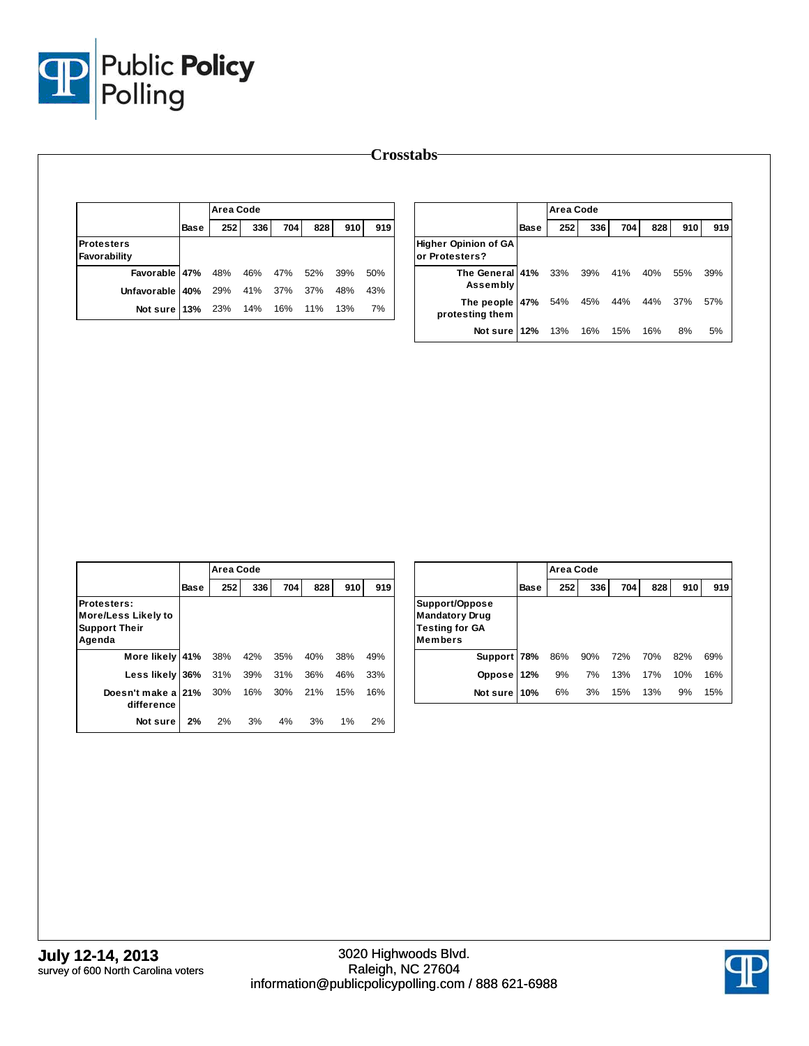# Crosstabs

| | | Area Code | | | | | |
|---|---|---|---|---|---|---|---|
| | Base | 252 | 336 | 704 | 828 | 910 | 919 |
| **Protesters Favorability** | | | | | | | |
| Favorable | 47% | 48% | 46% | 47% | 52% | 39% | 50% |
| Unfavorable | 40% | 29% | 41% | 37% | 37% | 48% | 43% |
| Not sure | 13% | 23% | 14% | 16% | 11% | 13% | 7% |

| | | Area Code | | | | | |
|---|---|---|---|---|---|---|---|
| | Base | 252 | 336 | 704 | 828 | 910 | 919 |
| **Higher Opinion of GA or Protesters?** | | | | | | | |
| The General Assembly | 41% | 33% | 39% | 41% | 40% | 55% | 39% |
| The people protesting them | 47% | 54% | 45% | 44% | 44% | 37% | 57% |
| Not sure | 12% | 13% | 16% | 15% | 16% | 8% | 5% |

| | | Area Code | | | | | |
|---|---|---|---|---|---|---|---|
| | Base | 252 | 336 | 704 | 828 | 910 | 919 |
| **Protesters: More/Less Likely to Support Their Agenda** | | | | | | | |
| More likely | 41% | 38% | 42% | 35% | 40% | 38% | 49% |
| Less likely | 36% | 31% | 39% | 31% | 36% | 46% | 33% |
| Doesn't make a difference | 21% | 30% | 16% | 30% | 21% | 15% | 16% |
| Not sure | 2% | 2% | 3% | 4% | 3% | 1% | 2% |

| | | Area Code | | | | | |
|---|---|---|---|---|---|---|---|
| | Base | 252 | 336 | 704 | 828 | 910 | 919 |
| **Support/Oppose Mandatory Drug Testing for GA Members** | | | | | | | |
| Support | 78% | 86% | 90% | 72% | 70% | 82% | 69% |
| Oppose | 12% | 9% | 7% | 13% | 17% | 10% | 16% |
| Not sure | 10% | 6% | 3% | 15% | 13% | 9% | 15% |

**July 12-14, 2013**
survey of 600 North Carolina voters

3020 Highwoods Blvd.
Raleigh, NC 27604
information@publicpolicypolling.com / 888 621-6988